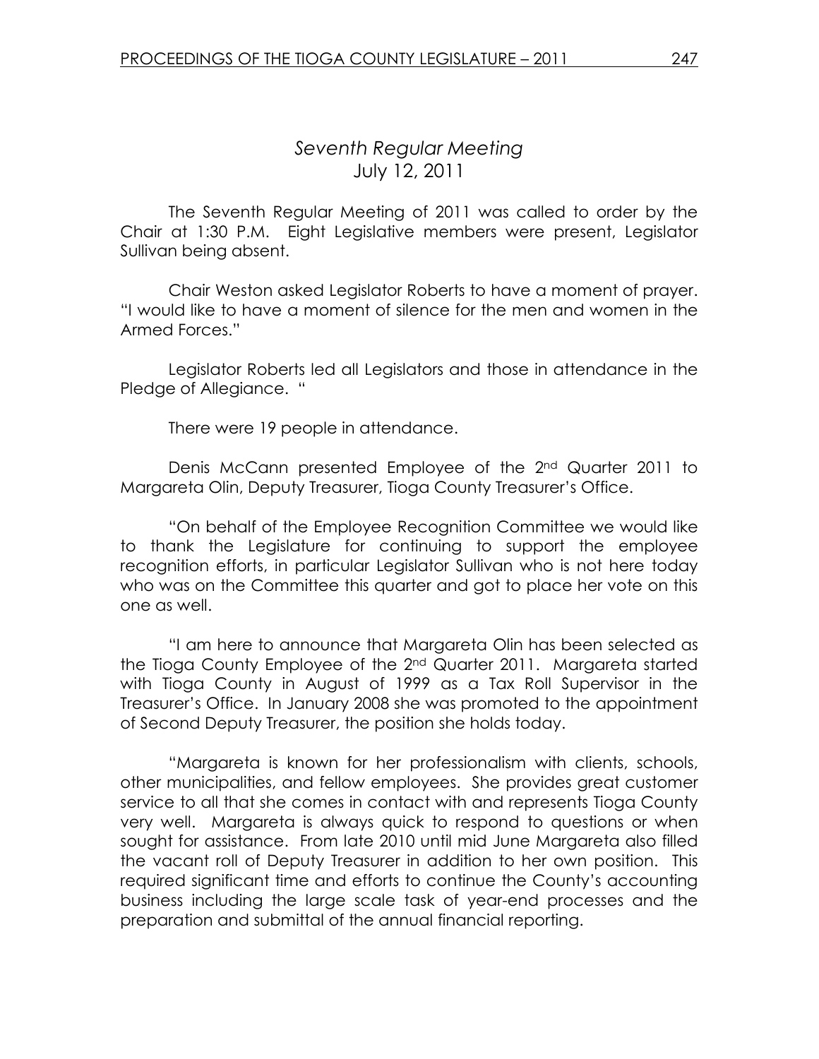## *Seventh Regular Meeting*
## July 12, 2011

The Seventh Regular Meeting of 2011 was called to order by the Chair at 1:30 P.M. Eight Legislative members were present, Legislator Sullivan being absent.

Chair Weston asked Legislator Roberts to have a moment of prayer. "I would like to have a moment of silence for the men and women in the Armed Forces."

Legislator Roberts led all Legislators and those in attendance in the Pledge of Allegiance. "

There were 19 people in attendance.

Denis McCann presented Employee of the 2nd Quarter 2011 to Margareta Olin, Deputy Treasurer, Tioga County Treasurer's Office.

"On behalf of the Employee Recognition Committee we would like to thank the Legislature for continuing to support the employee recognition efforts, in particular Legislator Sullivan who is not here today who was on the Committee this quarter and got to place her vote on this one as well.

"I am here to announce that Margareta Olin has been selected as the Tioga County Employee of the 2nd Quarter 2011. Margareta started with Tioga County in August of 1999 as a Tax Roll Supervisor in the Treasurer's Office. In January 2008 she was promoted to the appointment of Second Deputy Treasurer, the position she holds today.

"Margareta is known for her professionalism with clients, schools, other municipalities, and fellow employees. She provides great customer service to all that she comes in contact with and represents Tioga County very well. Margareta is always quick to respond to questions or when sought for assistance. From late 2010 until mid June Margareta also filled the vacant roll of Deputy Treasurer in addition to her own position. This required significant time and efforts to continue the County's accounting business including the large scale task of year-end processes and the preparation and submittal of the annual financial reporting.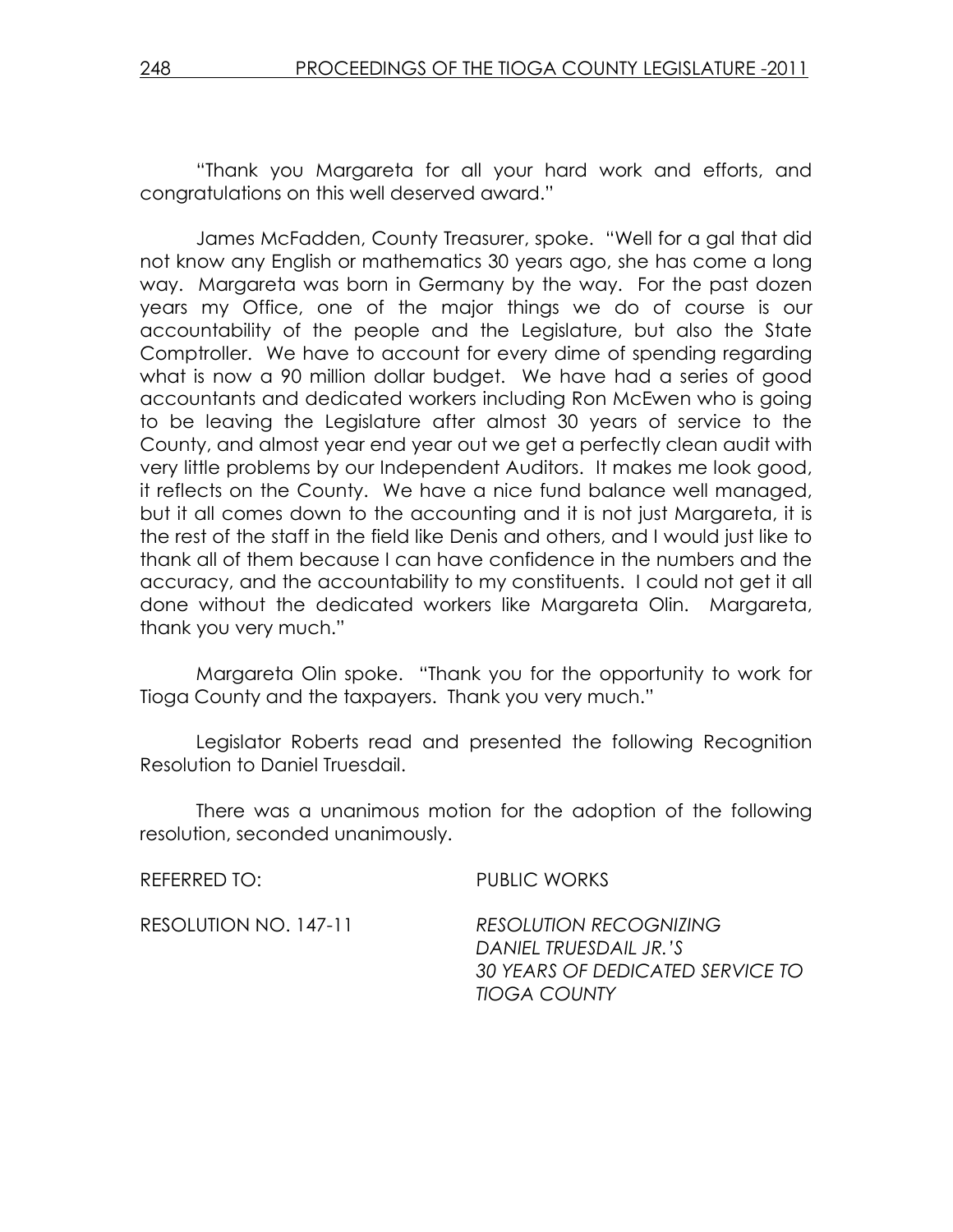"Thank you Margareta for all your hard work and efforts, and congratulations on this well deserved award."

James McFadden, County Treasurer, spoke. "Well for a gal that did not know any English or mathematics 30 years ago, she has come a long way. Margareta was born in Germany by the way. For the past dozen years my Office, one of the major things we do of course is our accountability of the people and the Legislature, but also the State Comptroller. We have to account for every dime of spending regarding what is now a 90 million dollar budget. We have had a series of good accountants and dedicated workers including Ron McEwen who is going to be leaving the Legislature after almost 30 years of service to the County, and almost year end year out we get a perfectly clean audit with very little problems by our Independent Auditors. It makes me look good, it reflects on the County. We have a nice fund balance well managed, but it all comes down to the accounting and it is not just Margareta, it is the rest of the staff in the field like Denis and others, and I would just like to thank all of them because I can have confidence in the numbers and the accuracy, and the accountability to my constituents. I could not get it all done without the dedicated workers like Margareta Olin. Margareta, thank you very much."

Margareta Olin spoke. "Thank you for the opportunity to work for Tioga County and the taxpayers. Thank you very much."

Legislator Roberts read and presented the following Recognition Resolution to Daniel Truesdail.

There was a unanimous motion for the adoption of the following resolution, seconded unanimously.

REFERRED TO: PUBLIC WORKS

RESOLUTION NO. 147-11 *RESOLUTION RECOGNIZING DANIEL TRUESDAIL JR.'S 30 YEARS OF DEDICATED SERVICE TO TIOGA COUNTY*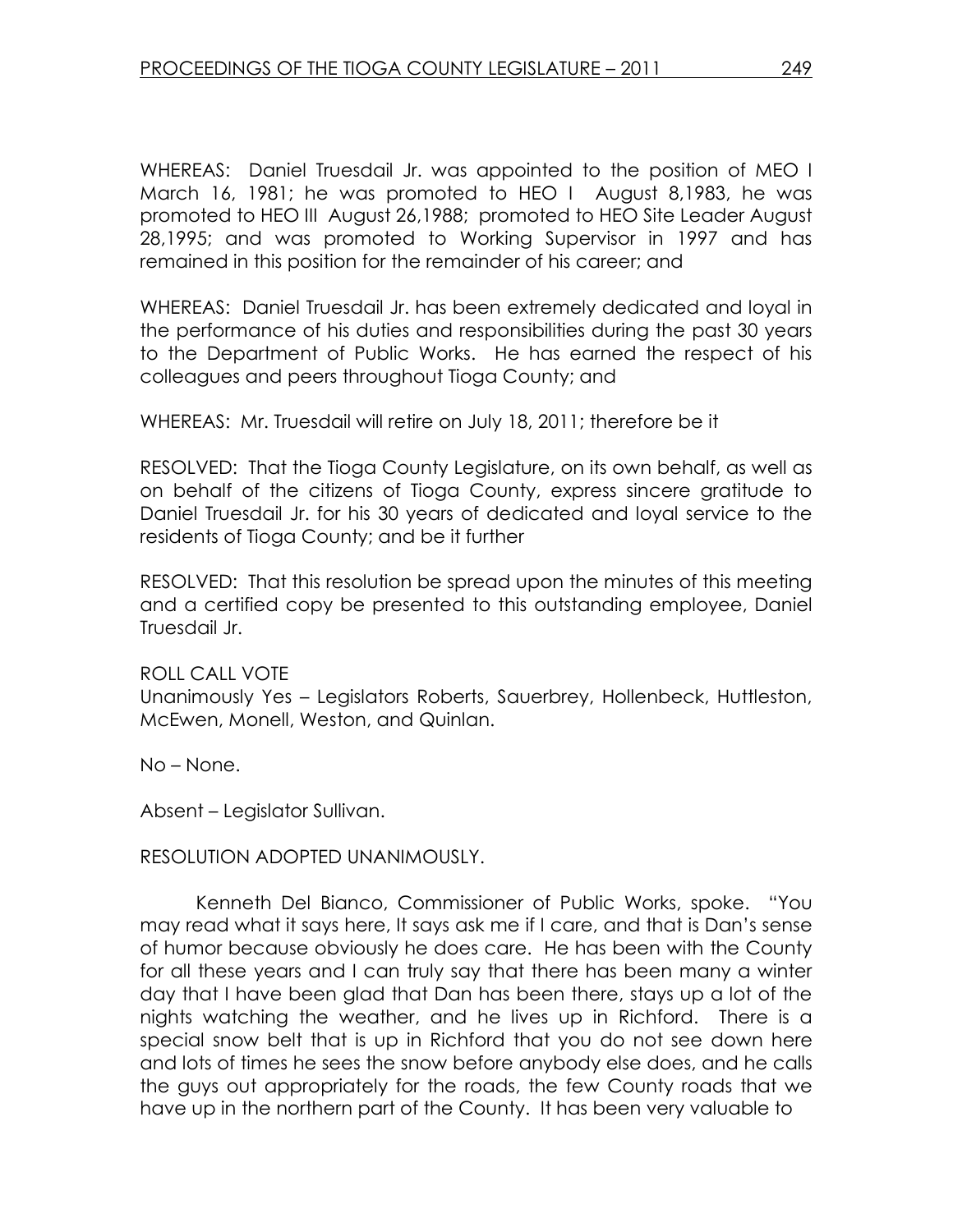WHEREAS: Daniel Truesdail Jr. was appointed to the position of MEO I March 16, 1981; he was promoted to HEO I August 8,1983, he was promoted to HEO III August 26,1988; promoted to HEO Site Leader August 28,1995; and was promoted to Working Supervisor in 1997 and has remained in this position for the remainder of his career; and

WHEREAS: Daniel Truesdail Jr. has been extremely dedicated and loyal in the performance of his duties and responsibilities during the past 30 years to the Department of Public Works. He has earned the respect of his colleagues and peers throughout Tioga County; and

WHEREAS: Mr. Truesdail will retire on July 18, 2011; therefore be it

RESOLVED: That the Tioga County Legislature, on its own behalf, as well as on behalf of the citizens of Tioga County, express sincere gratitude to Daniel Truesdail Jr. for his 30 years of dedicated and loyal service to the residents of Tioga County; and be it further

RESOLVED: That this resolution be spread upon the minutes of this meeting and a certified copy be presented to this outstanding employee, Daniel Truesdail Jr.

ROLL CALL VOTE
Unanimously Yes – Legislators Roberts, Sauerbrey, Hollenbeck, Huttleston, McEwen, Monell, Weston, and Quinlan.

No – None.

Absent – Legislator Sullivan.

RESOLUTION ADOPTED UNANIMOUSLY.

Kenneth Del Bianco, Commissioner of Public Works, spoke. "You may read what it says here, It says ask me if I care, and that is Dan's sense of humor because obviously he does care. He has been with the County for all these years and I can truly say that there has been many a winter day that I have been glad that Dan has been there, stays up a lot of the nights watching the weather, and he lives up in Richford. There is a special snow belt that is up in Richford that you do not see down here and lots of times he sees the snow before anybody else does, and he calls the guys out appropriately for the roads, the few County roads that we have up in the northern part of the County. It has been very valuable to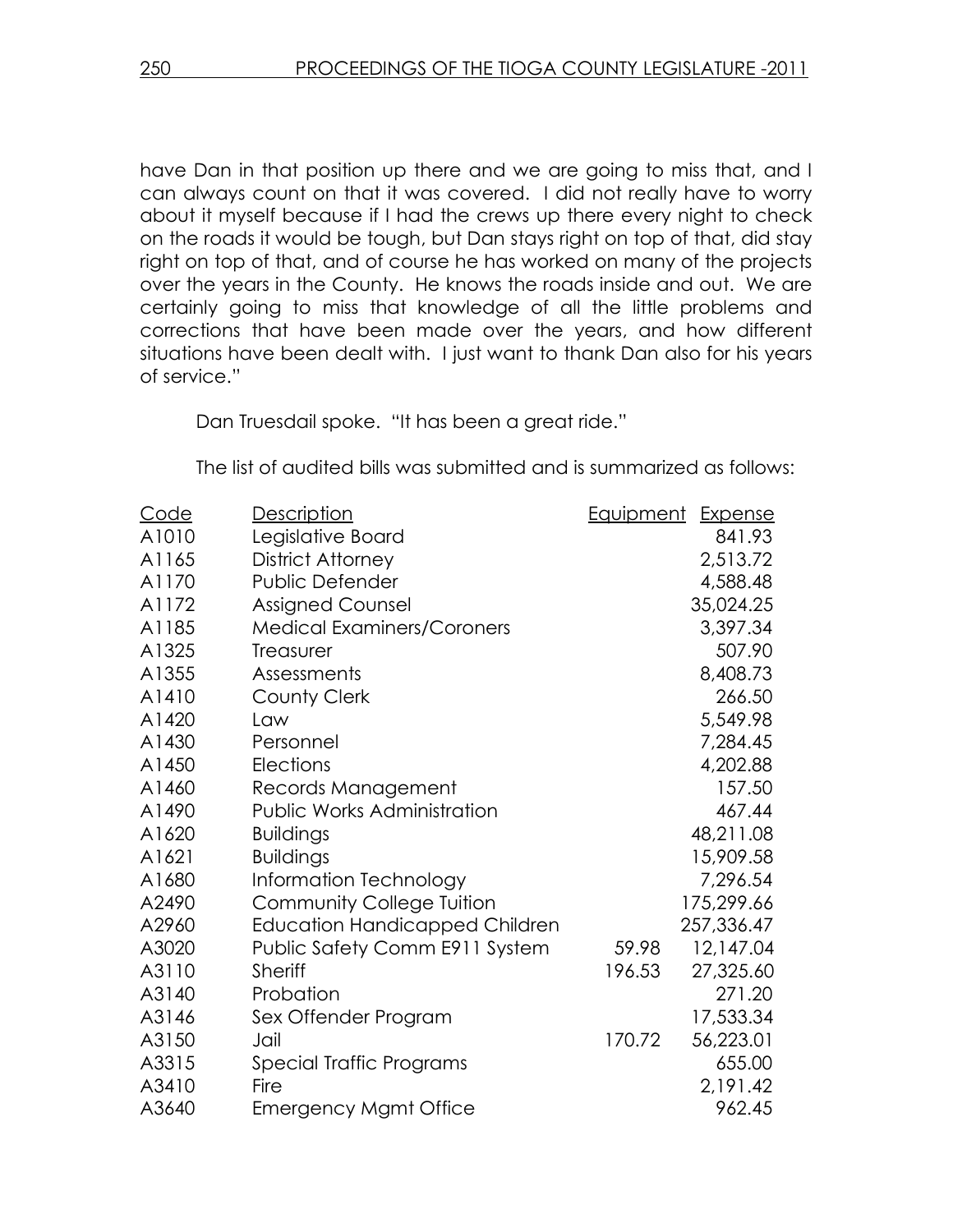have Dan in that position up there and we are going to miss that, and I can always count on that it was covered. I did not really have to worry about it myself because if I had the crews up there every night to check on the roads it would be tough, but Dan stays right on top of that, did stay right on top of that, and of course he has worked on many of the projects over the years in the County. He knows the roads inside and out. We are certainly going to miss that knowledge of all the little problems and corrections that have been made over the years, and how different situations have been dealt with. I just want to thank Dan also for his years of service."

Dan Truesdail spoke. "It has been a great ride."

The list of audited bills was submitted and is summarized as follows:

| Code | Description | Equipment | Expense |
|---|---|---|---|
| A1010 | Legislative Board | | 841.93 |
| A1165 | District Attorney | | 2,513.72 |
| A1170 | Public Defender | | 4,588.48 |
| A1172 | Assigned Counsel | | 35,024.25 |
| A1185 | Medical Examiners/Coroners | | 3,397.34 |
| A1325 | Treasurer | | 507.90 |
| A1355 | Assessments | | 8,408.73 |
| A1410 | County Clerk | | 266.50 |
| A1420 | Law | | 5,549.98 |
| A1430 | Personnel | | 7,284.45 |
| A1450 | Elections | | 4,202.88 |
| A1460 | Records Management | | 157.50 |
| A1490 | Public Works Administration | | 467.44 |
| A1620 | Buildings | | 48,211.08 |
| A1621 | Buildings | | 15,909.58 |
| A1680 | Information Technology | | 7,296.54 |
| A2490 | Community College Tuition | | 175,299.66 |
| A2960 | Education Handicapped Children | | 257,336.47 |
| A3020 | Public Safety Comm E911 System | 59.98 | 12,147.04 |
| A3110 | Sheriff | 196.53 | 27,325.60 |
| A3140 | Probation | | 271.20 |
| A3146 | Sex Offender Program | | 17,533.34 |
| A3150 | Jail | 170.72 | 56,223.01 |
| A3315 | Special Traffic Programs | | 655.00 |
| A3410 | Fire | | 2,191.42 |
| A3640 | Emergency Mgmt Office | | 962.45 |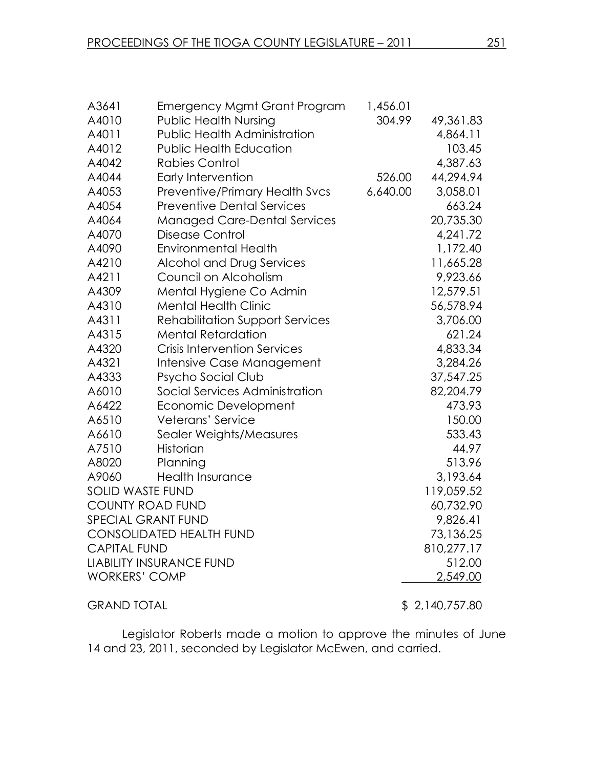| | | | |
|---|---|---|---|
| A3641 | Emergency Mgmt Grant Program | 1,456.01 | |
| A4010 | Public Health Nursing | 304.99 | 49,361.83 |
| A4011 | Public Health Administration | | 4,864.11 |
| A4012 | Public Health Education | | 103.45 |
| A4042 | Rabies Control | | 4,387.63 |
| A4044 | Early Intervention | 526.00 | 44,294.94 |
| A4053 | Preventive/Primary Health Svcs | 6,640.00 | 3,058.01 |
| A4054 | Preventive Dental Services | | 663.24 |
| A4064 | Managed Care-Dental Services | | 20,735.30 |
| A4070 | Disease Control | | 4,241.72 |
| A4090 | Environmental Health | | 1,172.40 |
| A4210 | Alcohol and Drug Services | | 11,665.28 |
| A4211 | Council on Alcoholism | | 9,923.66 |
| A4309 | Mental Hygiene Co Admin | | 12,579.51 |
| A4310 | Mental Health Clinic | | 56,578.94 |
| A4311 | Rehabilitation Support Services | | 3,706.00 |
| A4315 | Mental Retardation | | 621.24 |
| A4320 | Crisis Intervention Services | | 4,833.34 |
| A4321 | Intensive Case Management | | 3,284.26 |
| A4333 | Psycho Social Club | | 37,547.25 |
| A6010 | Social Services Administration | | 82,204.79 |
| A6422 | Economic Development | | 473.93 |
| A6510 | Veterans' Service | | 150.00 |
| A6610 | Sealer Weights/Measures | | 533.43 |
| A7510 | Historian | | 44.97 |
| A8020 | Planning | | 513.96 |
| A9060 | Health Insurance | | 3,193.64 |
| SOLID WASTE FUND | | | 119,059.52 |
| COUNTY ROAD FUND | | | 60,732.90 |
| SPECIAL GRANT FUND | | | 9,826.41 |
| CONSOLIDATED HEALTH FUND | | | 73,136.25 |
| CAPITAL FUND | | | 810,277.17 |
| LIABILITY INSURANCE FUND | | | 512.00 |
| WORKERS' COMP | | | 2,549.00 |
| GRAND TOTAL | | | $ 2,140,757.80 |

Legislator Roberts made a motion to approve the minutes of June 14 and 23, 2011, seconded by Legislator McEwen, and carried.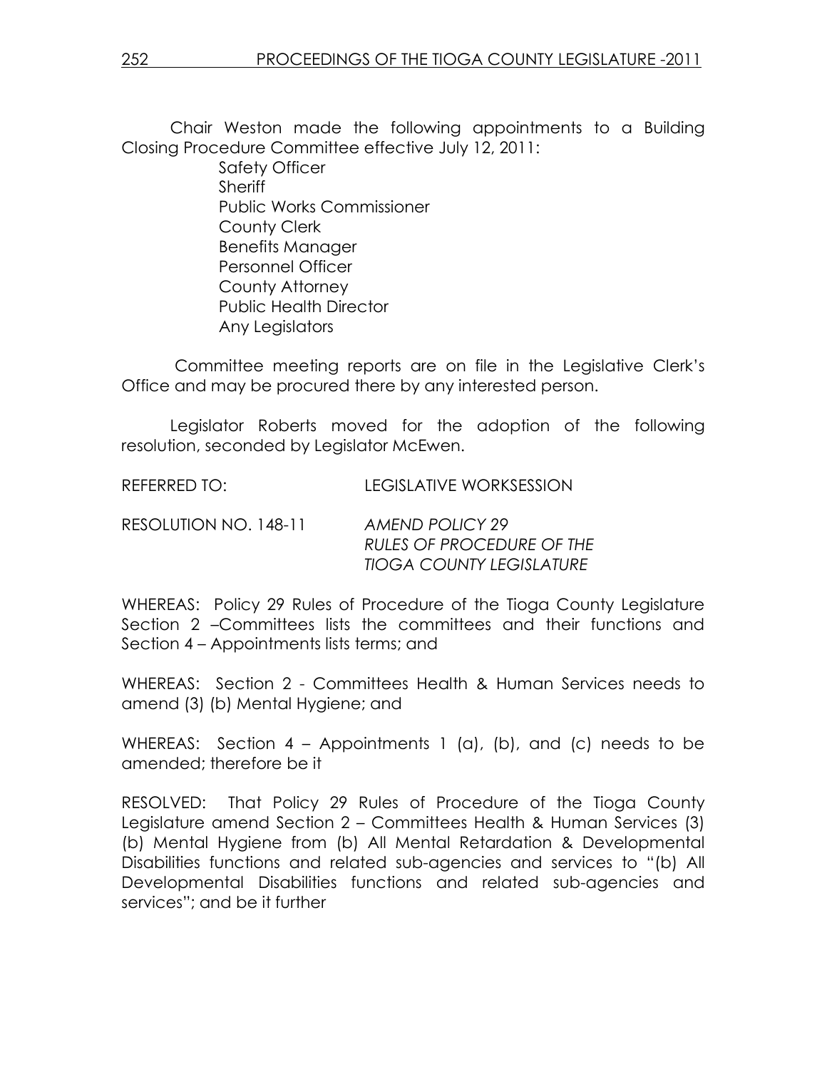Chair Weston made the following appointments to a Building Closing Procedure Committee effective July 12, 2011:

Safety Officer
Sheriff
Public Works Commissioner
County Clerk
Benefits Manager
Personnel Officer
County Attorney
Public Health Director
Any Legislators

Committee meeting reports are on file in the Legislative Clerk's Office and may be procured there by any interested person.

Legislator Roberts moved for the adoption of the following resolution, seconded by Legislator McEwen.

REFERRED TO: LEGISLATIVE WORKSESSION

RESOLUTION NO. 148-11 *AMEND POLICY 29 RULES OF PROCEDURE OF THE TIOGA COUNTY LEGISLATURE*

WHEREAS: Policy 29 Rules of Procedure of the Tioga County Legislature Section 2 –Committees lists the committees and their functions and Section 4 – Appointments lists terms; and

WHEREAS: Section 2 - Committees Health & Human Services needs to amend (3) (b) Mental Hygiene; and

WHEREAS: Section 4 – Appointments 1 (a), (b), and (c) needs to be amended; therefore be it

RESOLVED: That Policy 29 Rules of Procedure of the Tioga County Legislature amend Section 2 – Committees Health & Human Services (3) (b) Mental Hygiene from (b) All Mental Retardation & Developmental Disabilities functions and related sub-agencies and services to "(b) All Developmental Disabilities functions and related sub-agencies and services"; and be it further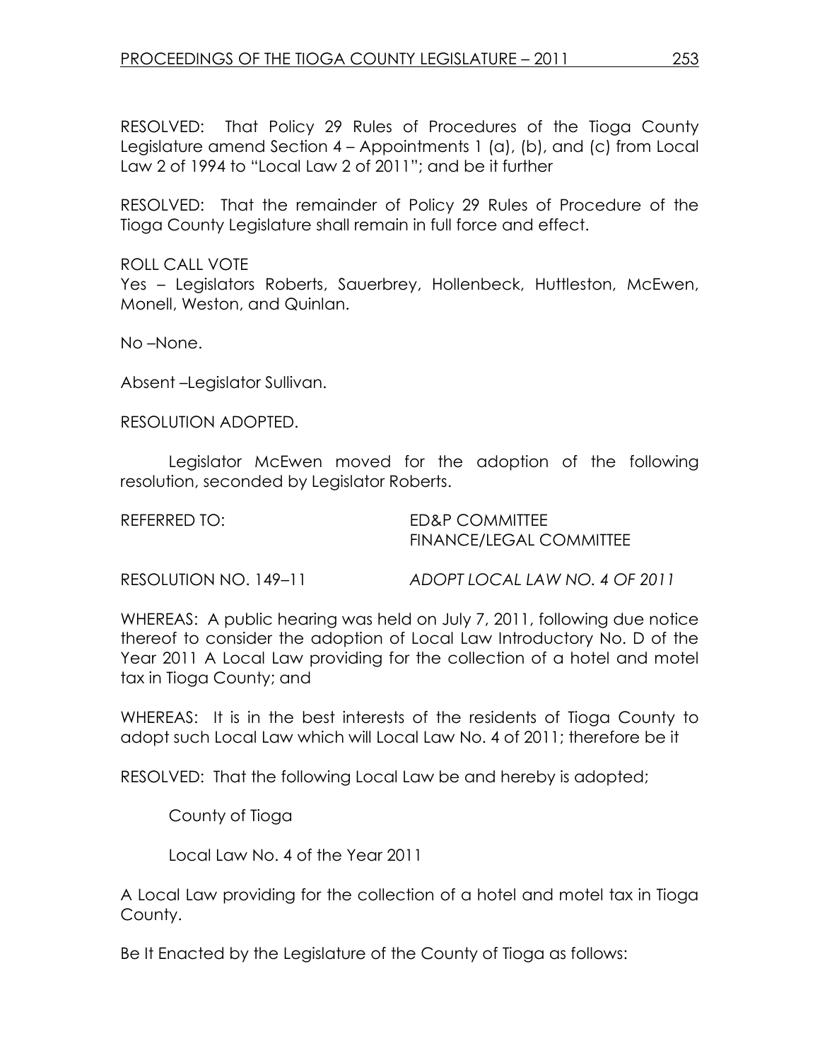RESOLVED: That Policy 29 Rules of Procedures of the Tioga County Legislature amend Section 4 – Appointments 1 (a), (b), and (c) from Local Law 2 of 1994 to "Local Law 2 of 2011"; and be it further

RESOLVED: That the remainder of Policy 29 Rules of Procedure of the Tioga County Legislature shall remain in full force and effect.

ROLL CALL VOTE
Yes – Legislators Roberts, Sauerbrey, Hollenbeck, Huttleston, McEwen, Monell, Weston, and Quinlan.

No –None.

Absent –Legislator Sullivan.

RESOLUTION ADOPTED.

Legislator McEwen moved for the adoption of the following resolution, seconded by Legislator Roberts.

REFERRED TO: ED&P COMMITTEE
FINANCE/LEGAL COMMITTEE

RESOLUTION NO. 149–11 *ADOPT LOCAL LAW NO. 4 OF 2011*

WHEREAS: A public hearing was held on July 7, 2011, following due notice thereof to consider the adoption of Local Law Introductory No. D of the Year 2011 A Local Law providing for the collection of a hotel and motel tax in Tioga County; and

WHEREAS: It is in the best interests of the residents of Tioga County to adopt such Local Law which will Local Law No. 4 of 2011; therefore be it

RESOLVED: That the following Local Law be and hereby is adopted;

County of Tioga

Local Law No. 4 of the Year 2011

A Local Law providing for the collection of a hotel and motel tax in Tioga County.

Be It Enacted by the Legislature of the County of Tioga as follows: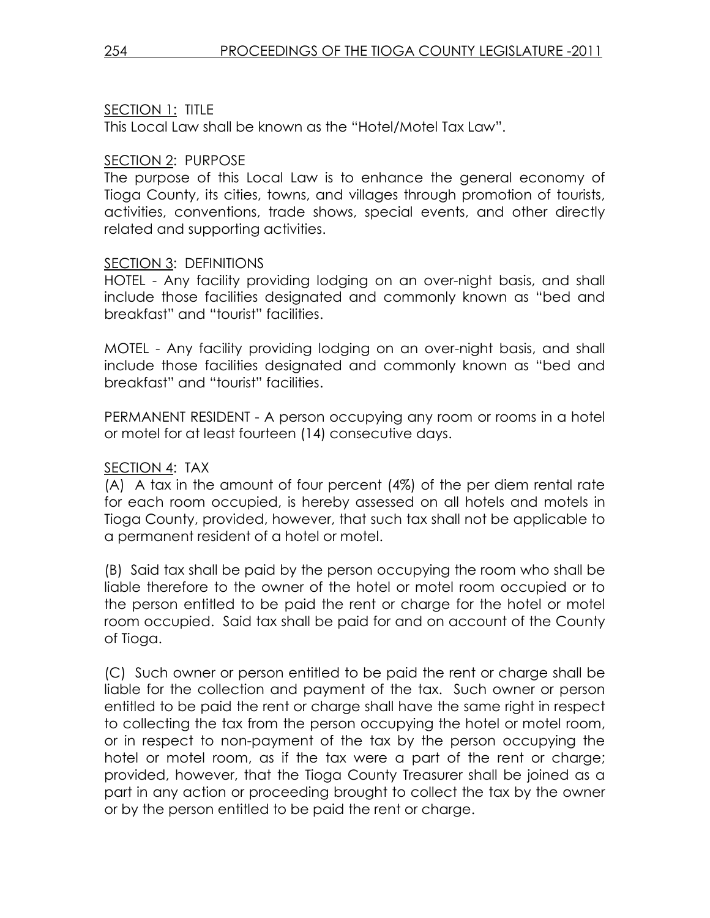SECTION 1: TITLE

This Local Law shall be known as the "Hotel/Motel Tax Law".

SECTION 2: PURPOSE

The purpose of this Local Law is to enhance the general economy of Tioga County, its cities, towns, and villages through promotion of tourists, activities, conventions, trade shows, special events, and other directly related and supporting activities.

SECTION 3: DEFINITIONS

HOTEL - Any facility providing lodging on an over-night basis, and shall include those facilities designated and commonly known as "bed and breakfast" and "tourist" facilities.

MOTEL - Any facility providing lodging on an over-night basis, and shall include those facilities designated and commonly known as "bed and breakfast" and "tourist" facilities.

PERMANENT RESIDENT - A person occupying any room or rooms in a hotel or motel for at least fourteen (14) consecutive days.

SECTION 4: TAX

(A) A tax in the amount of four percent (4%) of the per diem rental rate for each room occupied, is hereby assessed on all hotels and motels in Tioga County, provided, however, that such tax shall not be applicable to a permanent resident of a hotel or motel.

(B) Said tax shall be paid by the person occupying the room who shall be liable therefore to the owner of the hotel or motel room occupied or to the person entitled to be paid the rent or charge for the hotel or motel room occupied. Said tax shall be paid for and on account of the County of Tioga.

(C) Such owner or person entitled to be paid the rent or charge shall be liable for the collection and payment of the tax. Such owner or person entitled to be paid the rent or charge shall have the same right in respect to collecting the tax from the person occupying the hotel or motel room, or in respect to non-payment of the tax by the person occupying the hotel or motel room, as if the tax were a part of the rent or charge; provided, however, that the Tioga County Treasurer shall be joined as a part in any action or proceeding brought to collect the tax by the owner or by the person entitled to be paid the rent or charge.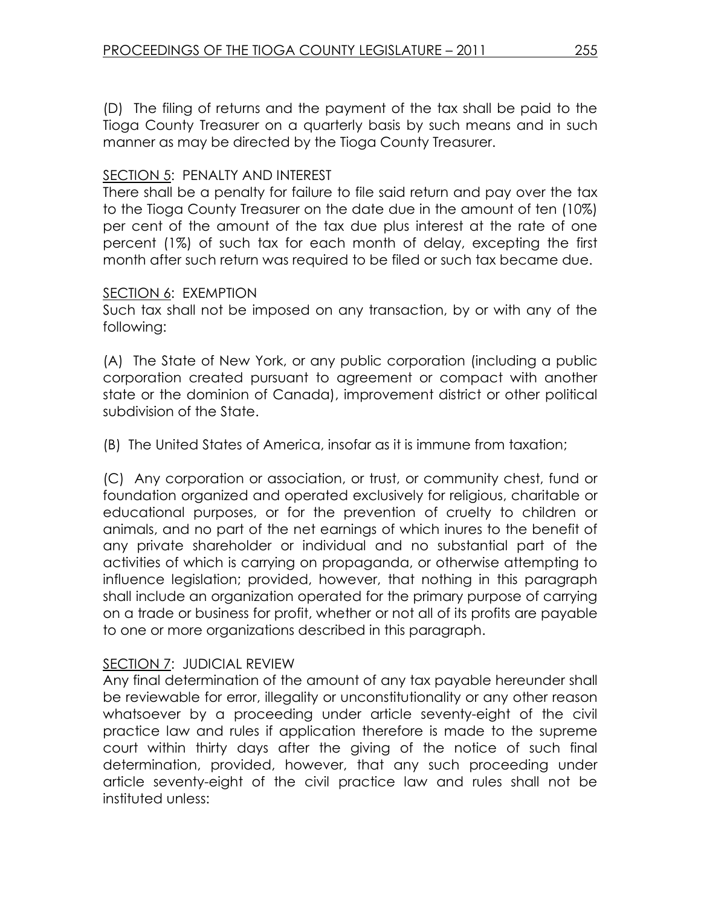(D) The filing of returns and the payment of the tax shall be paid to the Tioga County Treasurer on a quarterly basis by such means and in such manner as may be directed by the Tioga County Treasurer.

SECTION 5: PENALTY AND INTEREST
There shall be a penalty for failure to file said return and pay over the tax to the Tioga County Treasurer on the date due in the amount of ten (10%) per cent of the amount of the tax due plus interest at the rate of one percent (1%) of such tax for each month of delay, excepting the first month after such return was required to be filed or such tax became due.

SECTION 6: EXEMPTION
Such tax shall not be imposed on any transaction, by or with any of the following:

(A) The State of New York, or any public corporation (including a public corporation created pursuant to agreement or compact with another state or the dominion of Canada), improvement district or other political subdivision of the State.

(B) The United States of America, insofar as it is immune from taxation;

(C) Any corporation or association, or trust, or community chest, fund or foundation organized and operated exclusively for religious, charitable or educational purposes, or for the prevention of cruelty to children or animals, and no part of the net earnings of which inures to the benefit of any private shareholder or individual and no substantial part of the activities of which is carrying on propaganda, or otherwise attempting to influence legislation; provided, however, that nothing in this paragraph shall include an organization operated for the primary purpose of carrying on a trade or business for profit, whether or not all of its profits are payable to one or more organizations described in this paragraph.

SECTION 7: JUDICIAL REVIEW
Any final determination of the amount of any tax payable hereunder shall be reviewable for error, illegality or unconstitutionality or any other reason whatsoever by a proceeding under article seventy-eight of the civil practice law and rules if application therefore is made to the supreme court within thirty days after the giving of the notice of such final determination, provided, however, that any such proceeding under article seventy-eight of the civil practice law and rules shall not be instituted unless: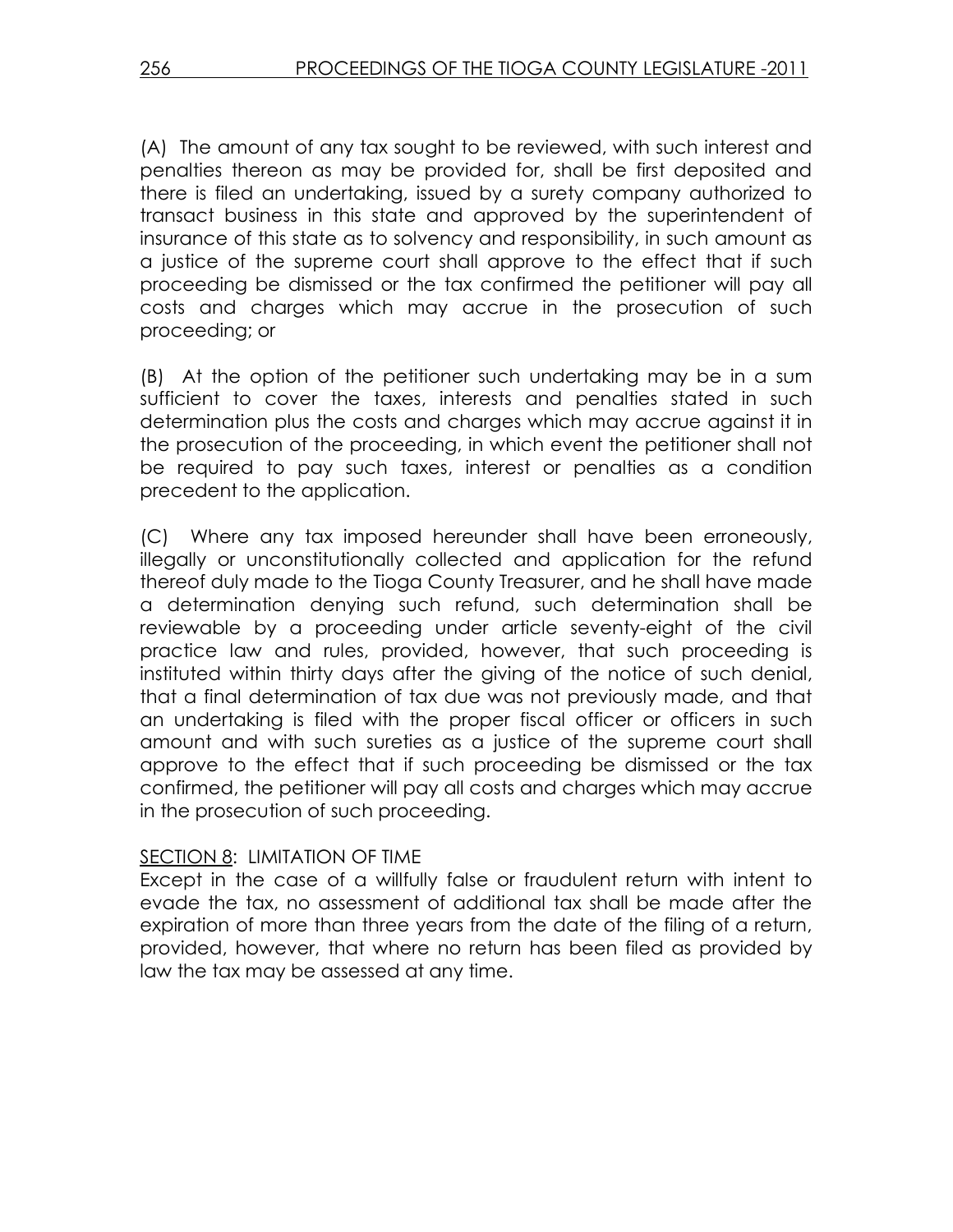(A) The amount of any tax sought to be reviewed, with such interest and penalties thereon as may be provided for, shall be first deposited and there is filed an undertaking, issued by a surety company authorized to transact business in this state and approved by the superintendent of insurance of this state as to solvency and responsibility, in such amount as a justice of the supreme court shall approve to the effect that if such proceeding be dismissed or the tax confirmed the petitioner will pay all costs and charges which may accrue in the prosecution of such proceeding; or

(B) At the option of the petitioner such undertaking may be in a sum sufficient to cover the taxes, interests and penalties stated in such determination plus the costs and charges which may accrue against it in the prosecution of the proceeding, in which event the petitioner shall not be required to pay such taxes, interest or penalties as a condition precedent to the application.

(C) Where any tax imposed hereunder shall have been erroneously, illegally or unconstitutionally collected and application for the refund thereof duly made to the Tioga County Treasurer, and he shall have made a determination denying such refund, such determination shall be reviewable by a proceeding under article seventy-eight of the civil practice law and rules, provided, however, that such proceeding is instituted within thirty days after the giving of the notice of such denial, that a final determination of tax due was not previously made, and that an undertaking is filed with the proper fiscal officer or officers in such amount and with such sureties as a justice of the supreme court shall approve to the effect that if such proceeding be dismissed or the tax confirmed, the petitioner will pay all costs and charges which may accrue in the prosecution of such proceeding.

SECTION 8: LIMITATION OF TIME

Except in the case of a willfully false or fraudulent return with intent to evade the tax, no assessment of additional tax shall be made after the expiration of more than three years from the date of the filing of a return, provided, however, that where no return has been filed as provided by law the tax may be assessed at any time.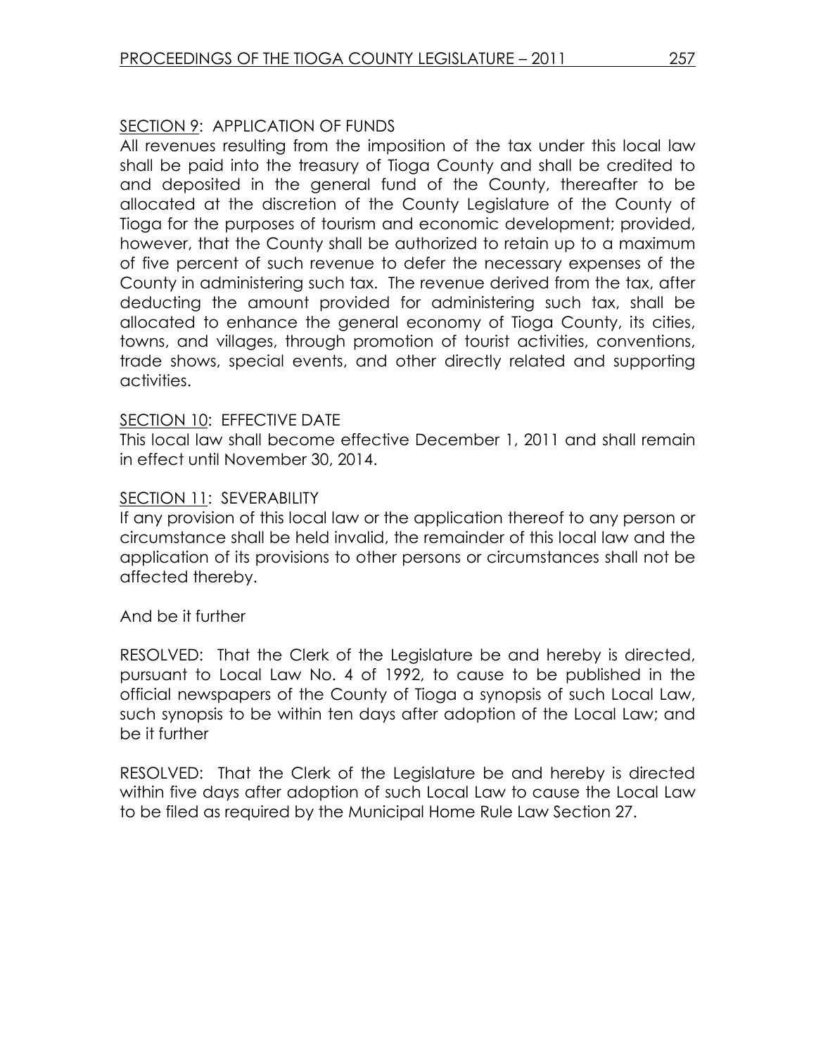SECTION 9: APPLICATION OF FUNDS

All revenues resulting from the imposition of the tax under this local law shall be paid into the treasury of Tioga County and shall be credited to and deposited in the general fund of the County, thereafter to be allocated at the discretion of the County Legislature of the County of Tioga for the purposes of tourism and economic development; provided, however, that the County shall be authorized to retain up to a maximum of five percent of such revenue to defer the necessary expenses of the County in administering such tax. The revenue derived from the tax, after deducting the amount provided for administering such tax, shall be allocated to enhance the general economy of Tioga County, its cities, towns, and villages, through promotion of tourist activities, conventions, trade shows, special events, and other directly related and supporting activities.

SECTION 10: EFFECTIVE DATE

This local law shall become effective December 1, 2011 and shall remain in effect until November 30, 2014.

SECTION 11: SEVERABILITY

If any provision of this local law or the application thereof to any person or circumstance shall be held invalid, the remainder of this local law and the application of its provisions to other persons or circumstances shall not be affected thereby.

And be it further

RESOLVED: That the Clerk of the Legislature be and hereby is directed, pursuant to Local Law No. 4 of 1992, to cause to be published in the official newspapers of the County of Tioga a synopsis of such Local Law, such synopsis to be within ten days after adoption of the Local Law; and be it further

RESOLVED: That the Clerk of the Legislature be and hereby is directed within five days after adoption of such Local Law to cause the Local Law to be filed as required by the Municipal Home Rule Law Section 27.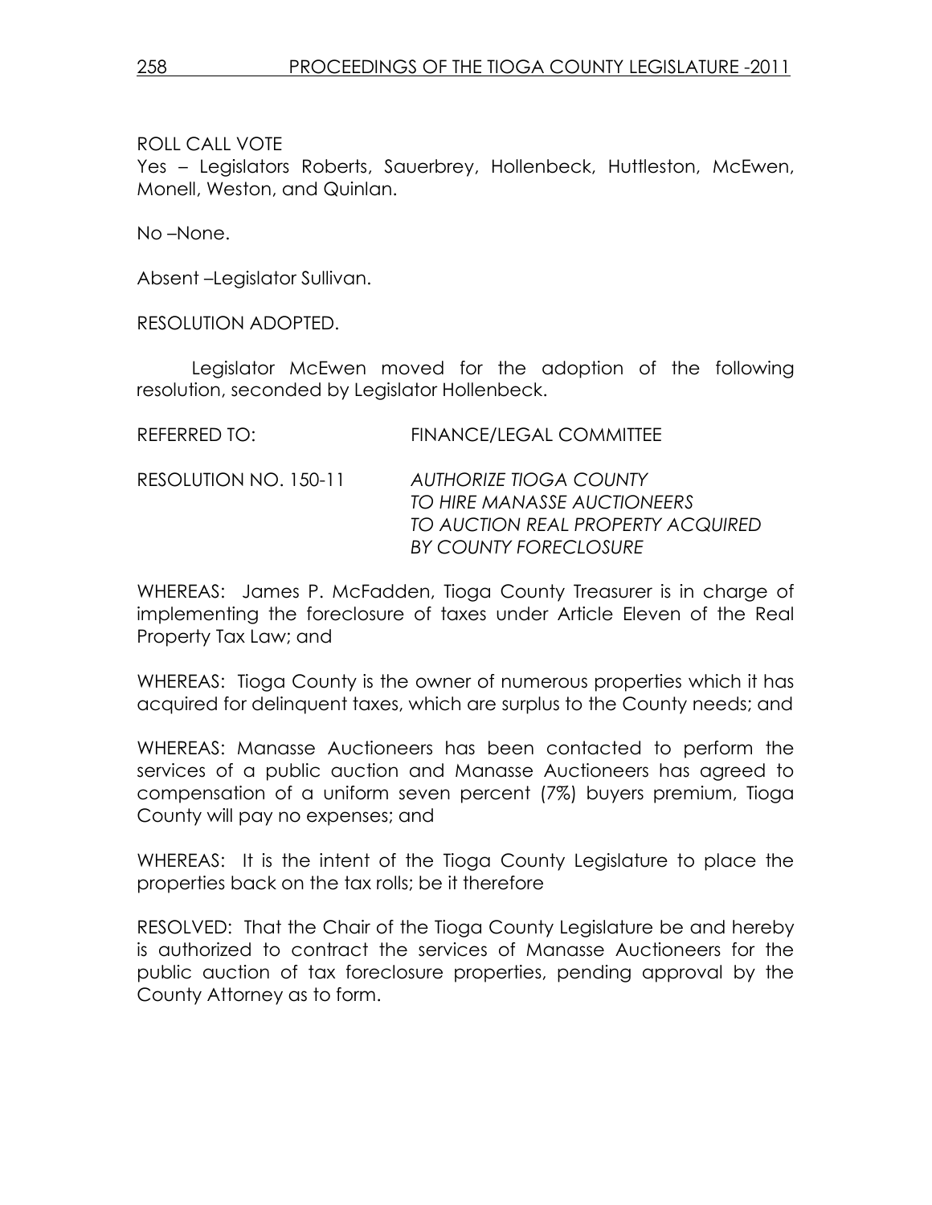ROLL CALL VOTE

Yes – Legislators Roberts, Sauerbrey, Hollenbeck, Huttleston, McEwen, Monell, Weston, and Quinlan.

No –None.

Absent –Legislator Sullivan.

RESOLUTION ADOPTED.

Legislator McEwen moved for the adoption of the following resolution, seconded by Legislator Hollenbeck.

REFERRED TO: FINANCE/LEGAL COMMITTEE

RESOLUTION NO. 150-11 *AUTHORIZE TIOGA COUNTY TO HIRE MANASSE AUCTIONEERS TO AUCTION REAL PROPERTY ACQUIRED BY COUNTY FORECLOSURE*

WHEREAS: James P. McFadden, Tioga County Treasurer is in charge of implementing the foreclosure of taxes under Article Eleven of the Real Property Tax Law; and

WHEREAS: Tioga County is the owner of numerous properties which it has acquired for delinquent taxes, which are surplus to the County needs; and

WHEREAS: Manasse Auctioneers has been contacted to perform the services of a public auction and Manasse Auctioneers has agreed to compensation of a uniform seven percent (7%) buyers premium, Tioga County will pay no expenses; and

WHEREAS: It is the intent of the Tioga County Legislature to place the properties back on the tax rolls; be it therefore

RESOLVED: That the Chair of the Tioga County Legislature be and hereby is authorized to contract the services of Manasse Auctioneers for the public auction of tax foreclosure properties, pending approval by the County Attorney as to form.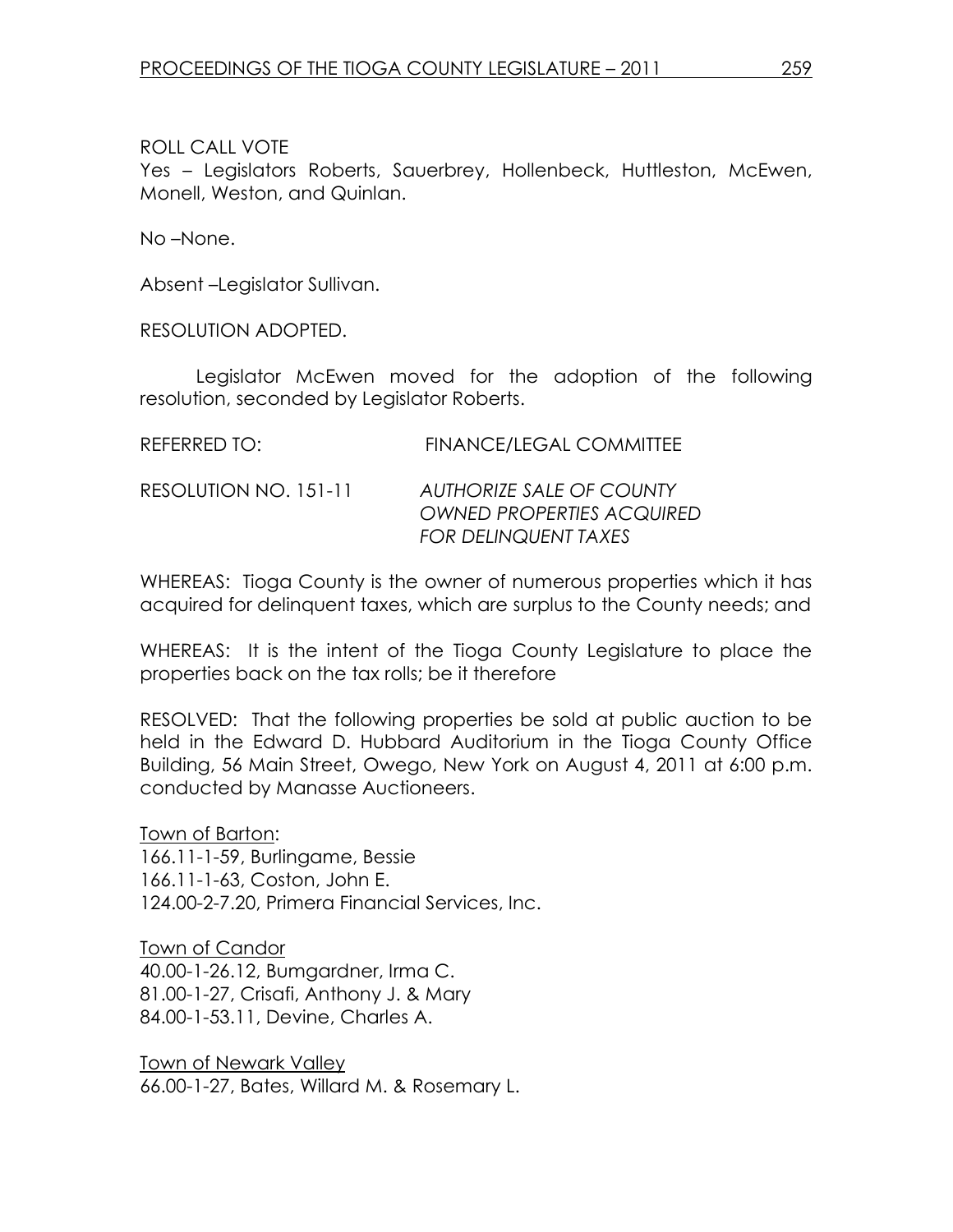ROLL CALL VOTE

Yes – Legislators Roberts, Sauerbrey, Hollenbeck, Huttleston, McEwen, Monell, Weston, and Quinlan.

No –None.

Absent –Legislator Sullivan.

RESOLUTION ADOPTED.

Legislator McEwen moved for the adoption of the following resolution, seconded by Legislator Roberts.

REFERRED TO: FINANCE/LEGAL COMMITTEE

RESOLUTION NO. 151-11 *AUTHORIZE SALE OF COUNTY OWNED PROPERTIES ACQUIRED FOR DELINQUENT TAXES*

WHEREAS: Tioga County is the owner of numerous properties which it has acquired for delinquent taxes, which are surplus to the County needs; and

WHEREAS: It is the intent of the Tioga County Legislature to place the properties back on the tax rolls; be it therefore

RESOLVED: That the following properties be sold at public auction to be held in the Edward D. Hubbard Auditorium in the Tioga County Office Building, 56 Main Street, Owego, New York on August 4, 2011 at 6:00 p.m. conducted by Manasse Auctioneers.

Town of Barton:
166.11-1-59, Burlingame, Bessie
166.11-1-63, Coston, John E.
124.00-2-7.20, Primera Financial Services, Inc.

Town of Candor
40.00-1-26.12, Bumgardner, Irma C.
81.00-1-27, Crisafi, Anthony J. & Mary
84.00-1-53.11, Devine, Charles A.

Town of Newark Valley
66.00-1-27, Bates, Willard M. & Rosemary L.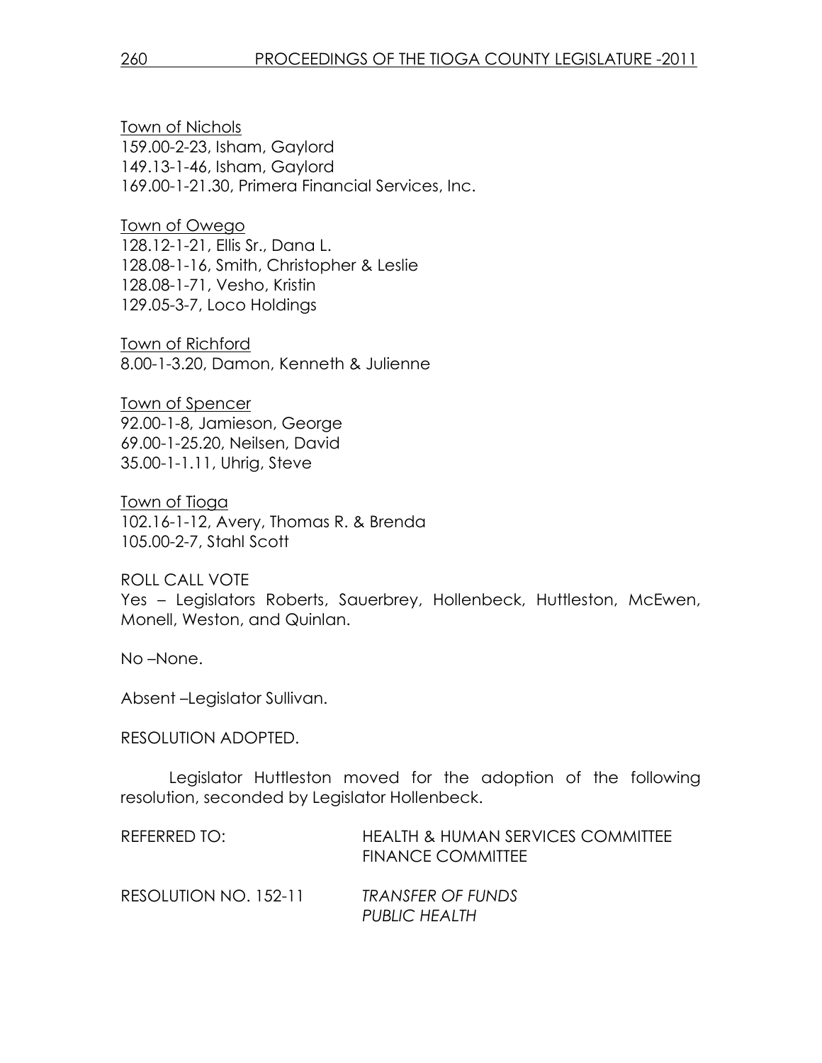Town of Nichols
159.00-2-23, Isham, Gaylord
149.13-1-46, Isham, Gaylord
169.00-1-21.30, Primera Financial Services, Inc.

Town of Owego
128.12-1-21, Ellis Sr., Dana L.
128.08-1-16, Smith, Christopher & Leslie
128.08-1-71, Vesho, Kristin
129.05-3-7, Loco Holdings

Town of Richford
8.00-1-3.20, Damon, Kenneth & Julienne

Town of Spencer
92.00-1-8, Jamieson, George
69.00-1-25.20, Neilsen, David
35.00-1-1.11, Uhrig, Steve

Town of Tioga
102.16-1-12, Avery, Thomas R. & Brenda
105.00-2-7, Stahl Scott

ROLL CALL VOTE
Yes – Legislators Roberts, Sauerbrey, Hollenbeck, Huttleston, McEwen, Monell, Weston, and Quinlan.

No –None.

Absent –Legislator Sullivan.

RESOLUTION ADOPTED.

Legislator Huttleston moved for the adoption of the following resolution, seconded by Legislator Hollenbeck.

REFERRED TO: HEALTH & HUMAN SERVICES COMMITTEE
FINANCE COMMITTEE

RESOLUTION NO. 152-11 *TRANSFER OF FUNDS*
*PUBLIC HEALTH*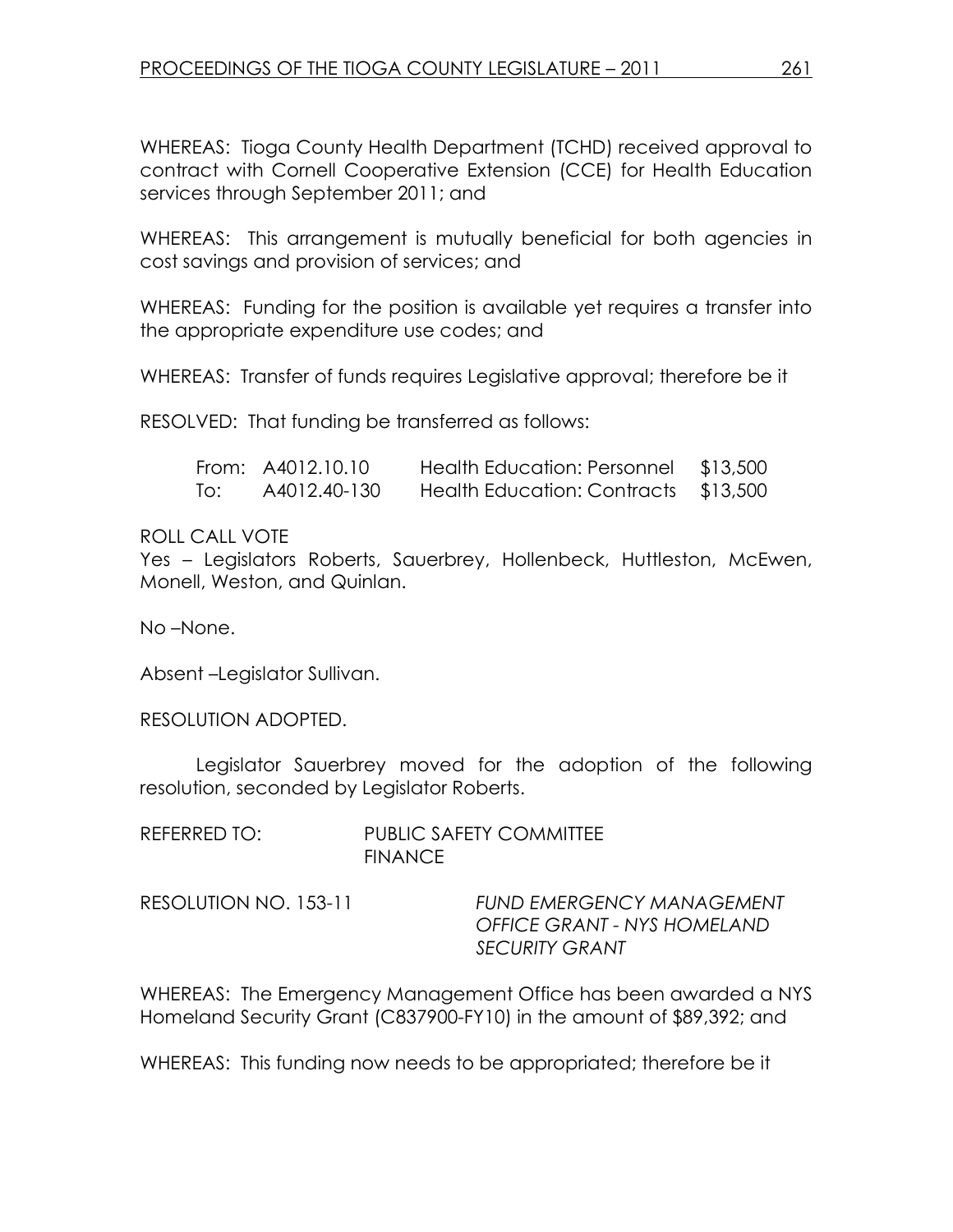WHEREAS: Tioga County Health Department (TCHD) received approval to contract with Cornell Cooperative Extension (CCE) for Health Education services through September 2011; and

WHEREAS: This arrangement is mutually beneficial for both agencies in cost savings and provision of services; and

WHEREAS: Funding for the position is available yet requires a transfer into the appropriate expenditure use codes; and

WHEREAS: Transfer of funds requires Legislative approval; therefore be it

RESOLVED: That funding be transferred as follows:

| | | | |
|---|---|---|---|
| From: | A4012.10.10 | Health Education: Personnel | \$13,500 |
| To: | A4012.40-130 | Health Education: Contracts | \$13,500 |

ROLL CALL VOTE
Yes – Legislators Roberts, Sauerbrey, Hollenbeck, Huttleston, McEwen, Monell, Weston, and Quinlan.

No –None.

Absent –Legislator Sullivan.

RESOLUTION ADOPTED.

Legislator Sauerbrey moved for the adoption of the following resolution, seconded by Legislator Roberts.

REFERRED TO: PUBLIC SAFETY COMMITTEE
FINANCE

RESOLUTION NO. 153-11 *FUND EMERGENCY MANAGEMENT OFFICE GRANT - NYS HOMELAND SECURITY GRANT*

WHEREAS: The Emergency Management Office has been awarded a NYS Homeland Security Grant (C837900-FY10) in the amount of \$89,392; and

WHEREAS: This funding now needs to be appropriated; therefore be it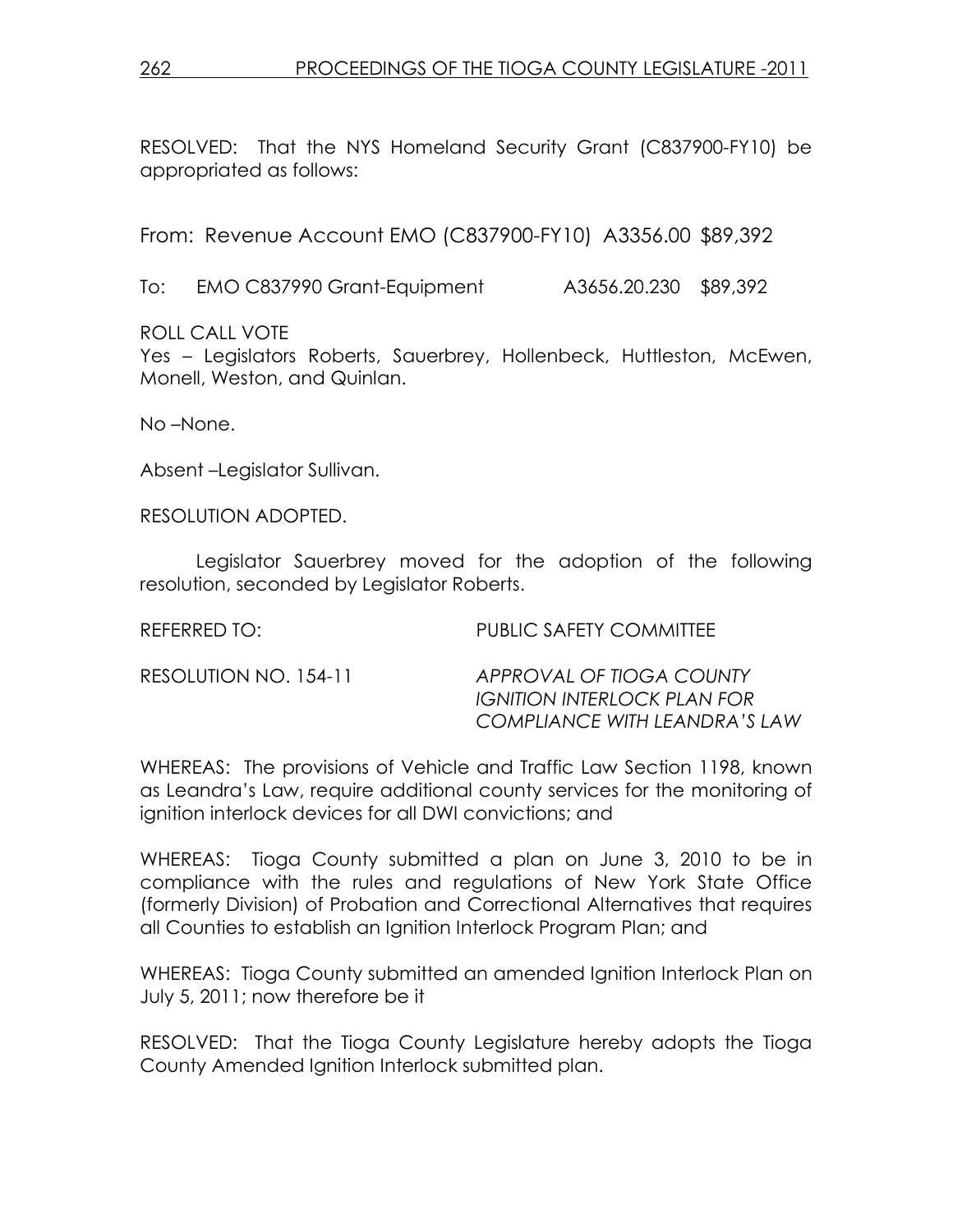RESOLVED: That the NYS Homeland Security Grant (C837900-FY10) be appropriated as follows:

From: Revenue Account EMO (C837900-FY10) A3356.00 $89,392

To: EMO C837990 Grant-Equipment A3656.20.230 $89,392

ROLL CALL VOTE
Yes – Legislators Roberts, Sauerbrey, Hollenbeck, Huttleston, McEwen, Monell, Weston, and Quinlan.

No –None.

Absent –Legislator Sullivan.

RESOLUTION ADOPTED.

Legislator Sauerbrey moved for the adoption of the following resolution, seconded by Legislator Roberts.

REFERRED TO: PUBLIC SAFETY COMMITTEE

RESOLUTION NO. 154-11 *APPROVAL OF TIOGA COUNTY IGNITION INTERLOCK PLAN FOR COMPLIANCE WITH LEANDRA'S LAW*

WHEREAS: The provisions of Vehicle and Traffic Law Section 1198, known as Leandra's Law, require additional county services for the monitoring of ignition interlock devices for all DWI convictions; and

WHEREAS: Tioga County submitted a plan on June 3, 2010 to be in compliance with the rules and regulations of New York State Office (formerly Division) of Probation and Correctional Alternatives that requires all Counties to establish an Ignition Interlock Program Plan; and

WHEREAS: Tioga County submitted an amended Ignition Interlock Plan on July 5, 2011; now therefore be it

RESOLVED: That the Tioga County Legislature hereby adopts the Tioga County Amended Ignition Interlock submitted plan.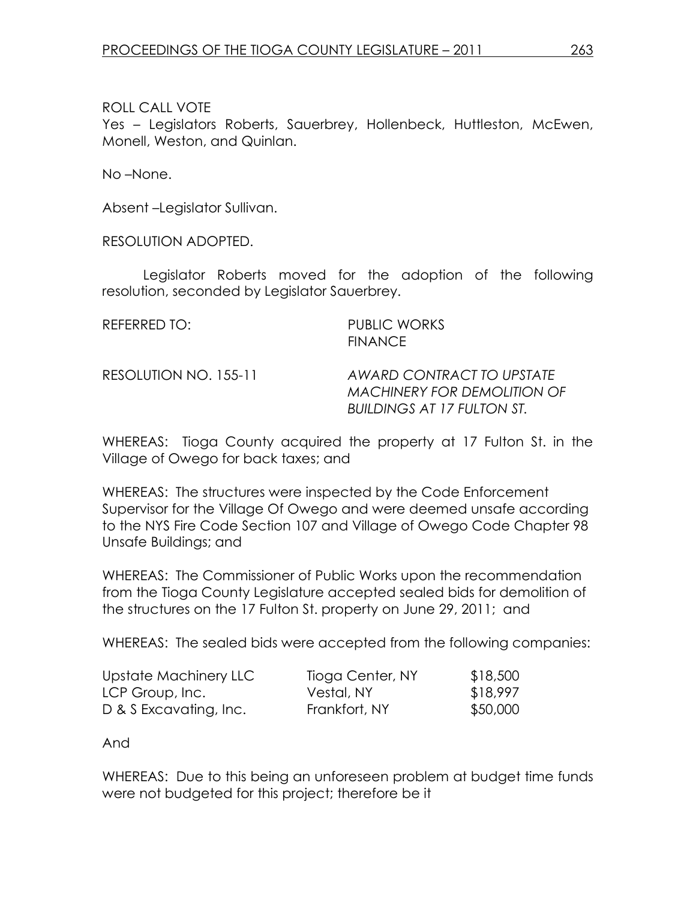ROLL CALL VOTE

Yes – Legislators Roberts, Sauerbrey, Hollenbeck, Huttleston, McEwen, Monell, Weston, and Quinlan.

No –None.

Absent –Legislator Sullivan.

RESOLUTION ADOPTED.

Legislator Roberts moved for the adoption of the following resolution, seconded by Legislator Sauerbrey.

REFERRED TO: PUBLIC WORKS
FINANCE

RESOLUTION NO. 155-11 *AWARD CONTRACT TO UPSTATE MACHINERY FOR DEMOLITION OF BUILDINGS AT 17 FULTON ST.*

WHEREAS: Tioga County acquired the property at 17 Fulton St. in the Village of Owego for back taxes; and

WHEREAS: The structures were inspected by the Code Enforcement Supervisor for the Village Of Owego and were deemed unsafe according to the NYS Fire Code Section 107 and Village of Owego Code Chapter 98 Unsafe Buildings; and

WHEREAS: The Commissioner of Public Works upon the recommendation from the Tioga County Legislature accepted sealed bids for demolition of the structures on the 17 Fulton St. property on June 29, 2011; and

WHEREAS: The sealed bids were accepted from the following companies:

| | | |
|---|---|---|
| Upstate Machinery LLC | Tioga Center, NY | $18,500 |
| LCP Group, Inc. | Vestal, NY | $18,997 |
| D & S Excavating, Inc. | Frankfort, NY | $50,000 |

And

WHEREAS: Due to this being an unforeseen problem at budget time funds were not budgeted for this project; therefore be it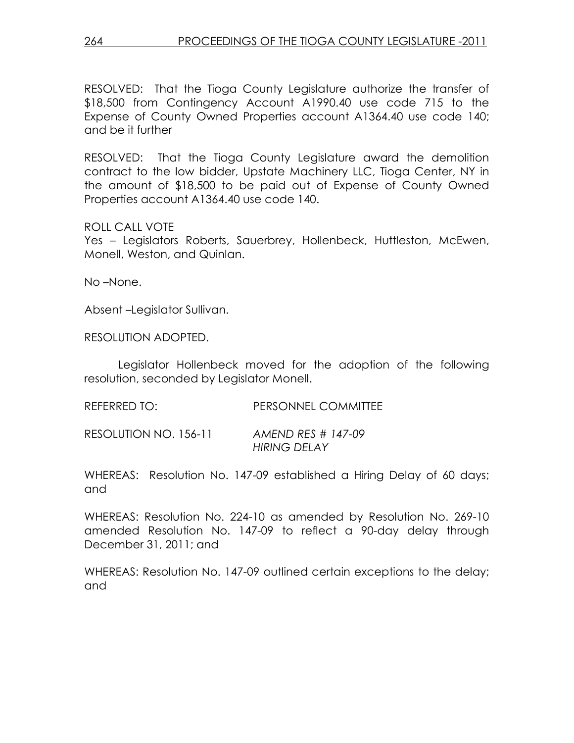RESOLVED: That the Tioga County Legislature authorize the transfer of $18,500 from Contingency Account A1990.40 use code 715 to the Expense of County Owned Properties account A1364.40 use code 140; and be it further

RESOLVED: That the Tioga County Legislature award the demolition contract to the low bidder, Upstate Machinery LLC, Tioga Center, NY in the amount of $18,500 to be paid out of Expense of County Owned Properties account A1364.40 use code 140.

ROLL CALL VOTE
Yes – Legislators Roberts, Sauerbrey, Hollenbeck, Huttleston, McEwen, Monell, Weston, and Quinlan.

No –None.

Absent –Legislator Sullivan.

RESOLUTION ADOPTED.

Legislator Hollenbeck moved for the adoption of the following resolution, seconded by Legislator Monell.

REFERRED TO: PERSONNEL COMMITTEE

RESOLUTION NO. 156-11 *AMEND RES # 147-09 HIRING DELAY*

WHEREAS: Resolution No. 147-09 established a Hiring Delay of 60 days; and

WHEREAS: Resolution No. 224-10 as amended by Resolution No. 269-10 amended Resolution No. 147-09 to reflect a 90-day delay through December 31, 2011; and

WHEREAS: Resolution No. 147-09 outlined certain exceptions to the delay; and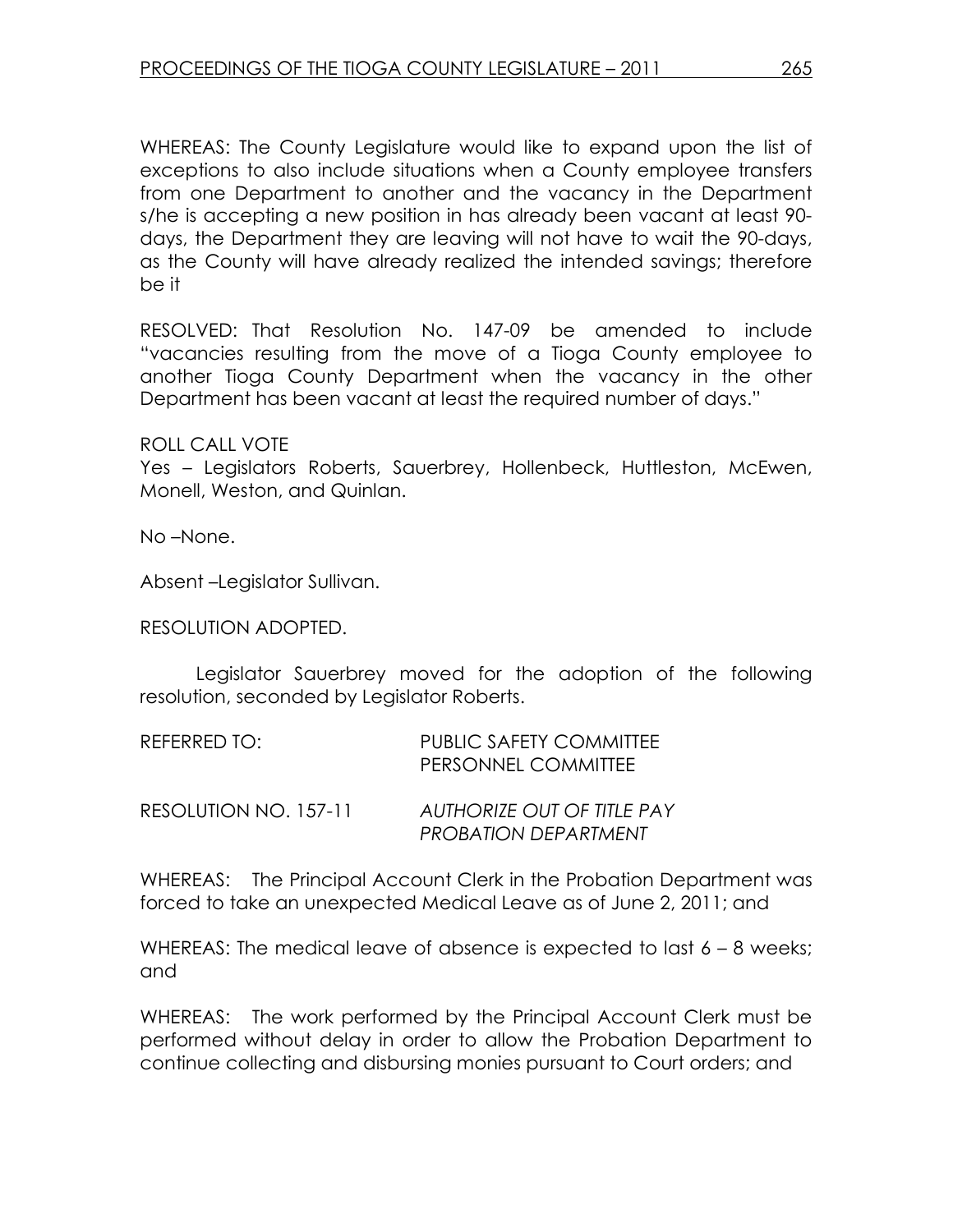WHEREAS: The County Legislature would like to expand upon the list of exceptions to also include situations when a County employee transfers from one Department to another and the vacancy in the Department s/he is accepting a new position in has already been vacant at least 90-days, the Department they are leaving will not have to wait the 90-days, as the County will have already realized the intended savings; therefore be it

RESOLVED: That Resolution No. 147-09 be amended to include "vacancies resulting from the move of a Tioga County employee to another Tioga County Department when the vacancy in the other Department has been vacant at least the required number of days."

ROLL CALL VOTE
Yes – Legislators Roberts, Sauerbrey, Hollenbeck, Huttleston, McEwen, Monell, Weston, and Quinlan.

No –None.

Absent –Legislator Sullivan.

RESOLUTION ADOPTED.

Legislator Sauerbrey moved for the adoption of the following resolution, seconded by Legislator Roberts.

REFERRED TO: PUBLIC SAFETY COMMITTEE
PERSONNEL COMMITTEE

RESOLUTION NO. 157-11 *AUTHORIZE OUT OF TITLE PAY PROBATION DEPARTMENT*

WHEREAS: The Principal Account Clerk in the Probation Department was forced to take an unexpected Medical Leave as of June 2, 2011; and

WHEREAS: The medical leave of absence is expected to last 6 – 8 weeks; and

WHEREAS: The work performed by the Principal Account Clerk must be performed without delay in order to allow the Probation Department to continue collecting and disbursing monies pursuant to Court orders; and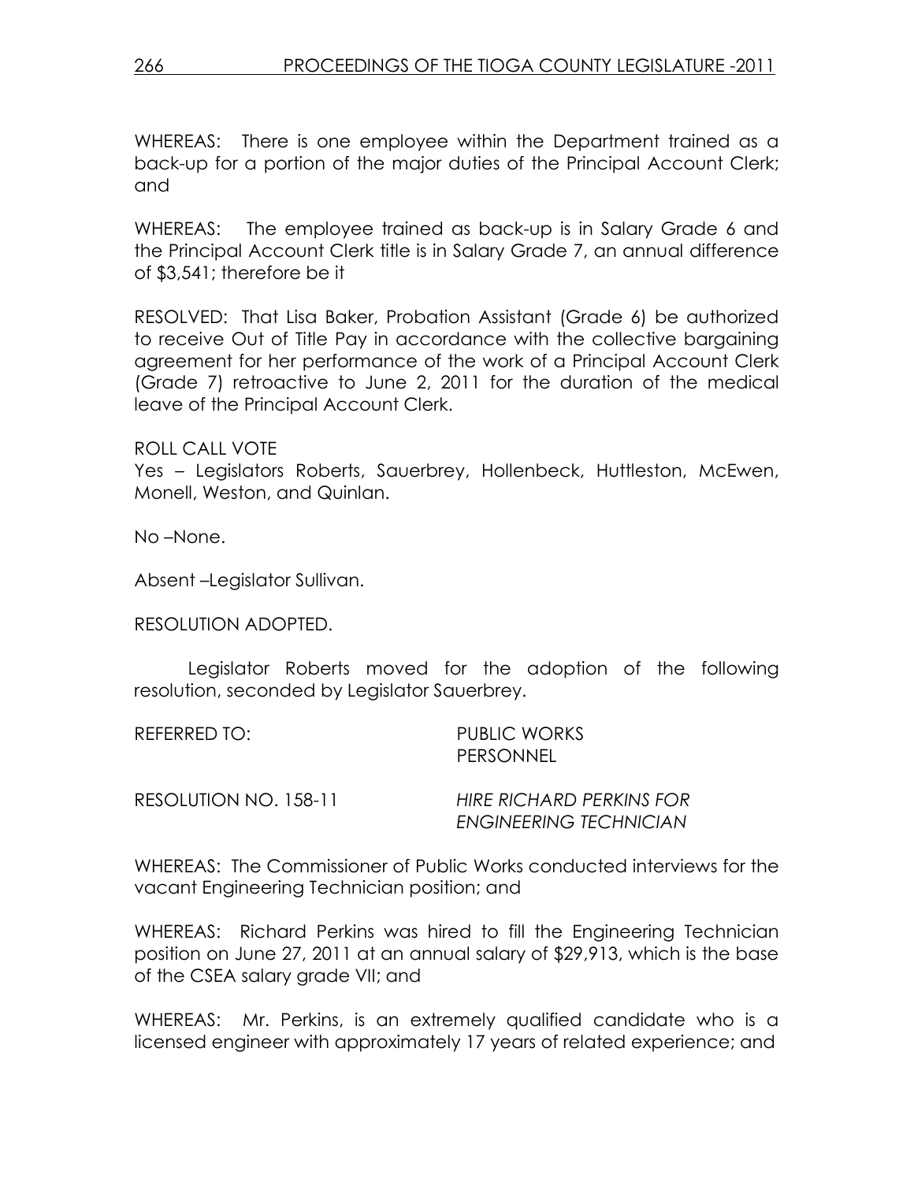WHEREAS: There is one employee within the Department trained as a back-up for a portion of the major duties of the Principal Account Clerk; and

WHEREAS: The employee trained as back-up is in Salary Grade 6 and the Principal Account Clerk title is in Salary Grade 7, an annual difference of $3,541; therefore be it

RESOLVED: That Lisa Baker, Probation Assistant (Grade 6) be authorized to receive Out of Title Pay in accordance with the collective bargaining agreement for her performance of the work of a Principal Account Clerk (Grade 7) retroactive to June 2, 2011 for the duration of the medical leave of the Principal Account Clerk.

ROLL CALL VOTE
Yes – Legislators Roberts, Sauerbrey, Hollenbeck, Huttleston, McEwen, Monell, Weston, and Quinlan.

No –None.

Absent –Legislator Sullivan.

RESOLUTION ADOPTED.

Legislator Roberts moved for the adoption of the following resolution, seconded by Legislator Sauerbrey.

REFERRED TO: PUBLIC WORKS
PERSONNEL

RESOLUTION NO. 158-11 *HIRE RICHARD PERKINS FOR ENGINEERING TECHNICIAN*

WHEREAS: The Commissioner of Public Works conducted interviews for the vacant Engineering Technician position; and

WHEREAS: Richard Perkins was hired to fill the Engineering Technician position on June 27, 2011 at an annual salary of $29,913, which is the base of the CSEA salary grade VII; and

WHEREAS: Mr. Perkins, is an extremely qualified candidate who is a licensed engineer with approximately 17 years of related experience; and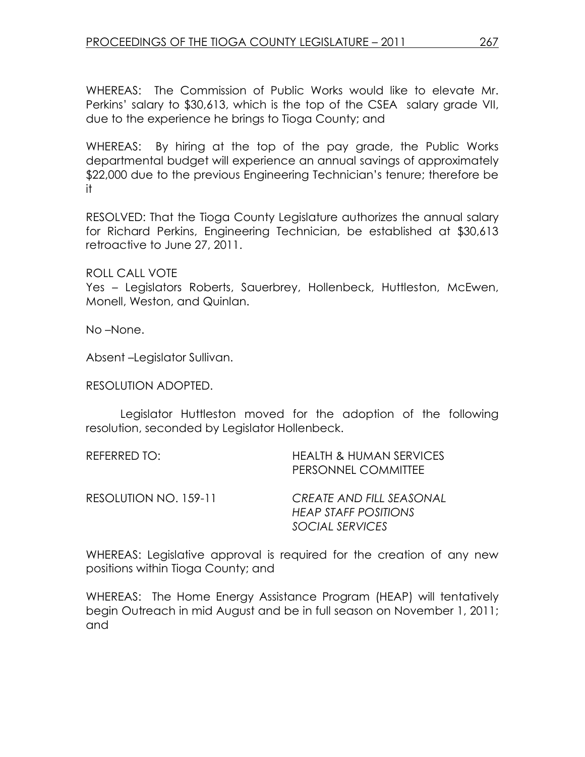WHEREAS: The Commission of Public Works would like to elevate Mr. Perkins' salary to $30,613, which is the top of the CSEA salary grade VII, due to the experience he brings to Tioga County; and

WHEREAS: By hiring at the top of the pay grade, the Public Works departmental budget will experience an annual savings of approximately $22,000 due to the previous Engineering Technician's tenure; therefore be it

RESOLVED: That the Tioga County Legislature authorizes the annual salary for Richard Perkins, Engineering Technician, be established at $30,613 retroactive to June 27, 2011.

ROLL CALL VOTE
Yes – Legislators Roberts, Sauerbrey, Hollenbeck, Huttleston, McEwen, Monell, Weston, and Quinlan.

No –None.

Absent –Legislator Sullivan.

RESOLUTION ADOPTED.

Legislator Huttleston moved for the adoption of the following resolution, seconded by Legislator Hollenbeck.

REFERRED TO: HEALTH & HUMAN SERVICES PERSONNEL COMMITTEE

RESOLUTION NO. 159-11 *CREATE AND FILL SEASONAL HEAP STAFF POSITIONS SOCIAL SERVICES*

WHEREAS: Legislative approval is required for the creation of any new positions within Tioga County; and

WHEREAS: The Home Energy Assistance Program (HEAP) will tentatively begin Outreach in mid August and be in full season on November 1, 2011; and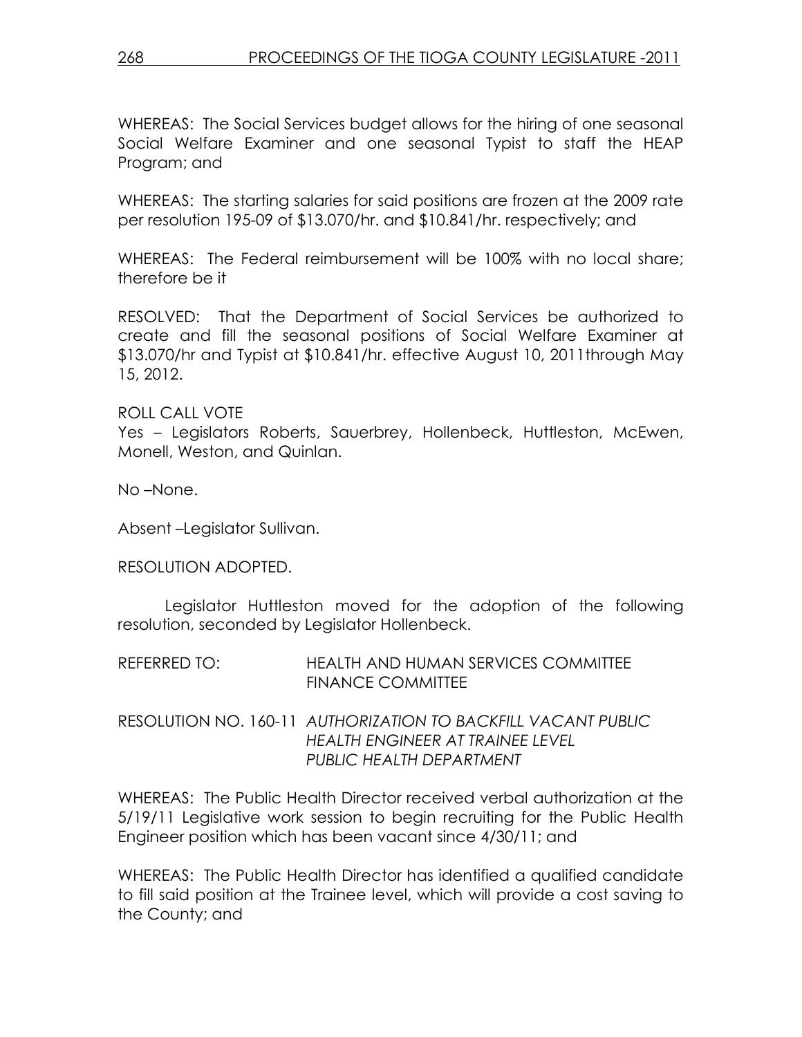WHEREAS: The Social Services budget allows for the hiring of one seasonal Social Welfare Examiner and one seasonal Typist to staff the HEAP Program; and

WHEREAS: The starting salaries for said positions are frozen at the 2009 rate per resolution 195-09 of $13.070/hr. and $10.841/hr. respectively; and

WHEREAS: The Federal reimbursement will be 100% with no local share; therefore be it

RESOLVED: That the Department of Social Services be authorized to create and fill the seasonal positions of Social Welfare Examiner at $13.070/hr and Typist at $10.841/hr. effective August 10, 2011through May 15, 2012.

ROLL CALL VOTE
Yes – Legislators Roberts, Sauerbrey, Hollenbeck, Huttleston, McEwen, Monell, Weston, and Quinlan.

No –None.

Absent –Legislator Sullivan.

RESOLUTION ADOPTED.

Legislator Huttleston moved for the adoption of the following resolution, seconded by Legislator Hollenbeck.

REFERRED TO: HEALTH AND HUMAN SERVICES COMMITTEE
FINANCE COMMITTEE

RESOLUTION NO. 160-11 *AUTHORIZATION TO BACKFILL VACANT PUBLIC HEALTH ENGINEER AT TRAINEE LEVEL PUBLIC HEALTH DEPARTMENT*

WHEREAS: The Public Health Director received verbal authorization at the 5/19/11 Legislative work session to begin recruiting for the Public Health Engineer position which has been vacant since 4/30/11; and

WHEREAS: The Public Health Director has identified a qualified candidate to fill said position at the Trainee level, which will provide a cost saving to the County; and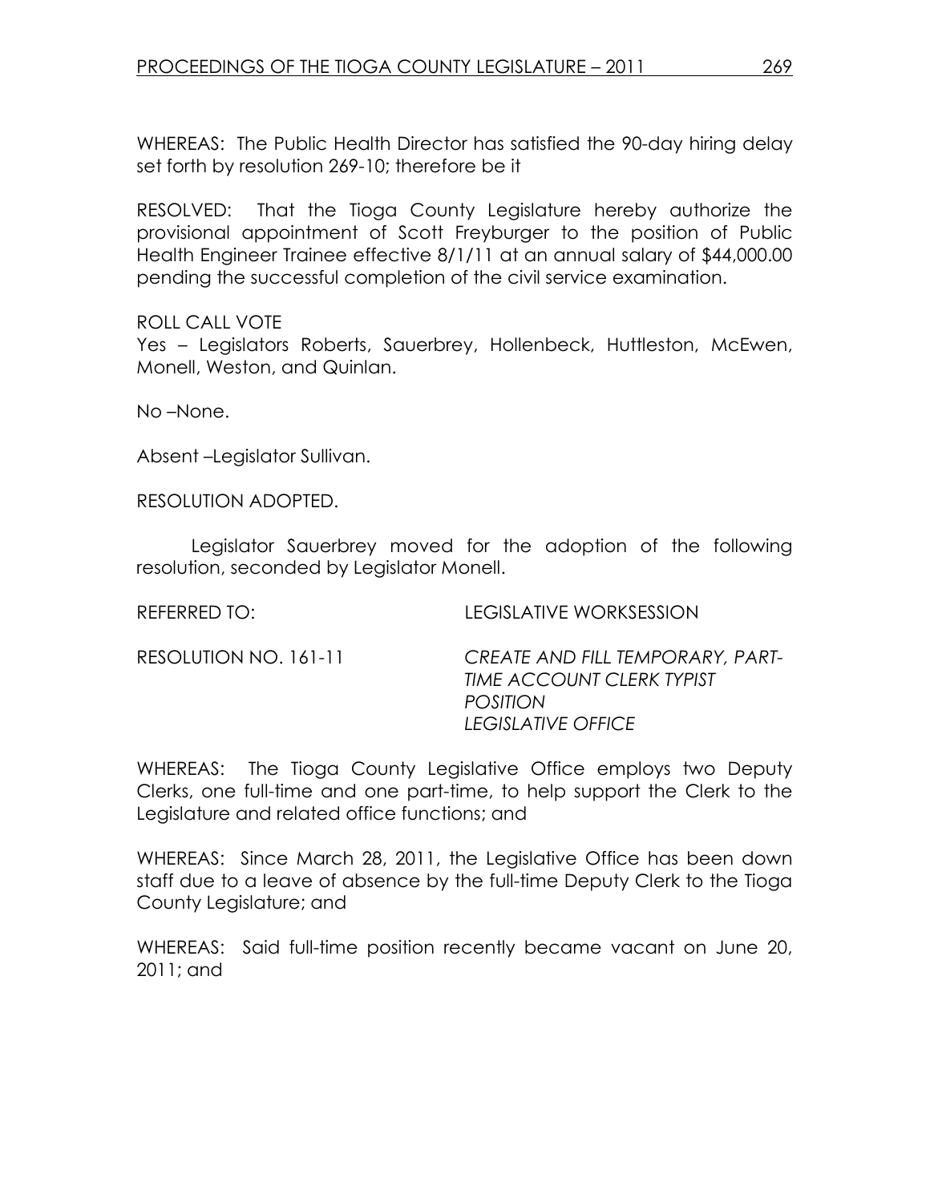WHEREAS: The Public Health Director has satisfied the 90-day hiring delay set forth by resolution 269-10; therefore be it

RESOLVED: That the Tioga County Legislature hereby authorize the provisional appointment of Scott Freyburger to the position of Public Health Engineer Trainee effective 8/1/11 at an annual salary of $44,000.00 pending the successful completion of the civil service examination.

ROLL CALL VOTE
Yes – Legislators Roberts, Sauerbrey, Hollenbeck, Huttleston, McEwen, Monell, Weston, and Quinlan.

No –None.

Absent –Legislator Sullivan.

RESOLUTION ADOPTED.

Legislator Sauerbrey moved for the adoption of the following resolution, seconded by Legislator Monell.

REFERRED TO: LEGISLATIVE WORKSESSION

RESOLUTION NO. 161-11 *CREATE AND FILL TEMPORARY, PART-TIME ACCOUNT CLERK TYPIST POSITION LEGISLATIVE OFFICE*

WHEREAS: The Tioga County Legislative Office employs two Deputy Clerks, one full-time and one part-time, to help support the Clerk to the Legislature and related office functions; and

WHEREAS: Since March 28, 2011, the Legislative Office has been down staff due to a leave of absence by the full-time Deputy Clerk to the Tioga County Legislature; and

WHEREAS: Said full-time position recently became vacant on June 20, 2011; and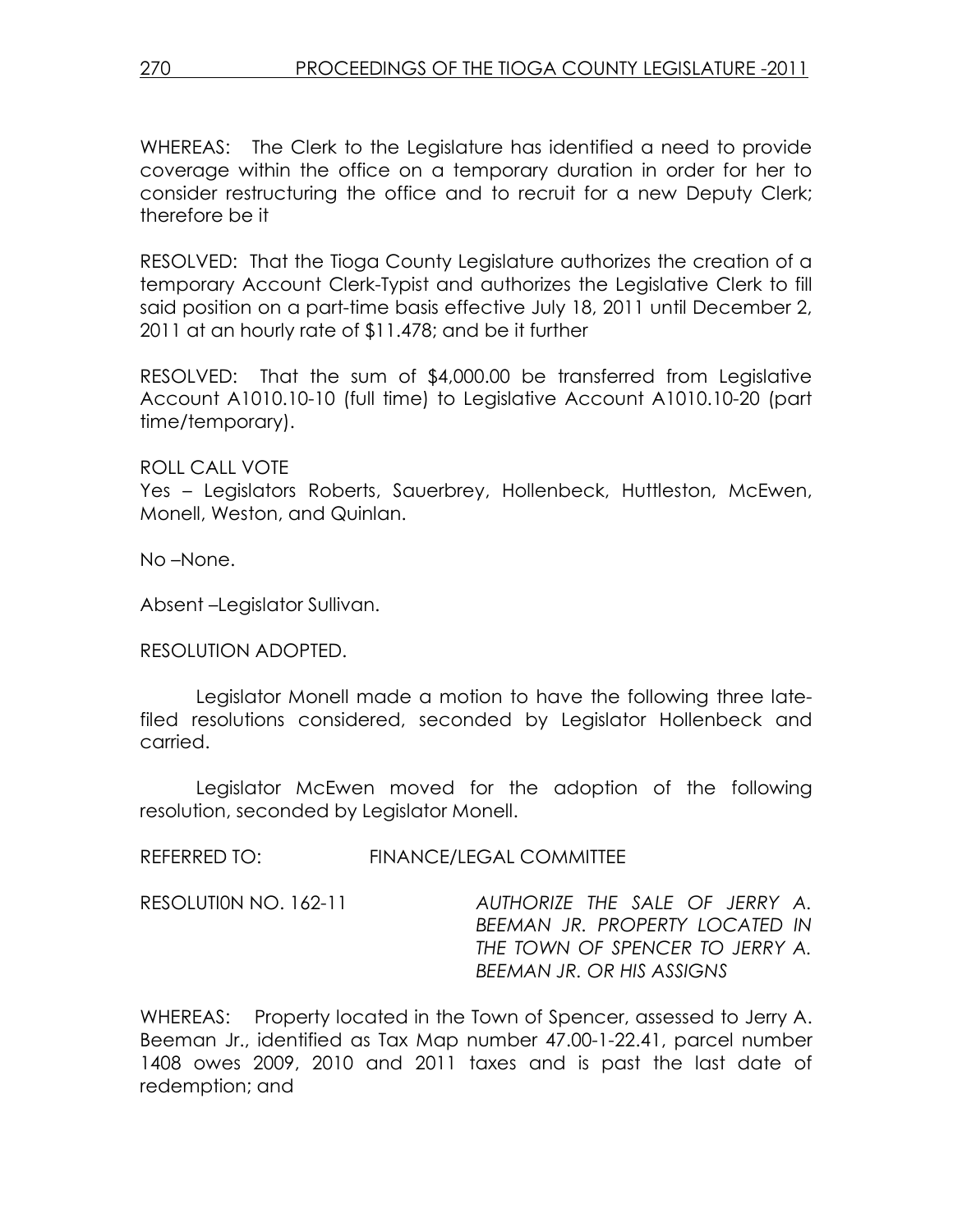WHEREAS: The Clerk to the Legislature has identified a need to provide coverage within the office on a temporary duration in order for her to consider restructuring the office and to recruit for a new Deputy Clerk; therefore be it

RESOLVED: That the Tioga County Legislature authorizes the creation of a temporary Account Clerk-Typist and authorizes the Legislative Clerk to fill said position on a part-time basis effective July 18, 2011 until December 2, 2011 at an hourly rate of $11.478; and be it further

RESOLVED: That the sum of $4,000.00 be transferred from Legislative Account A1010.10-10 (full time) to Legislative Account A1010.10-20 (part time/temporary).

ROLL CALL VOTE
Yes – Legislators Roberts, Sauerbrey, Hollenbeck, Huttleston, McEwen, Monell, Weston, and Quinlan.

No –None.

Absent –Legislator Sullivan.

RESOLUTION ADOPTED.

Legislator Monell made a motion to have the following three late-filed resolutions considered, seconded by Legislator Hollenbeck and carried.

Legislator McEwen moved for the adoption of the following resolution, seconded by Legislator Monell.

REFERRED TO: FINANCE/LEGAL COMMITTEE

RESOLUTI0N NO. 162-11 *AUTHORIZE THE SALE OF JERRY A. BEEMAN JR. PROPERTY LOCATED IN THE TOWN OF SPENCER TO JERRY A. BEEMAN JR. OR HIS ASSIGNS*

WHEREAS: Property located in the Town of Spencer, assessed to Jerry A. Beeman Jr., identified as Tax Map number 47.00-1-22.41, parcel number 1408 owes 2009, 2010 and 2011 taxes and is past the last date of redemption; and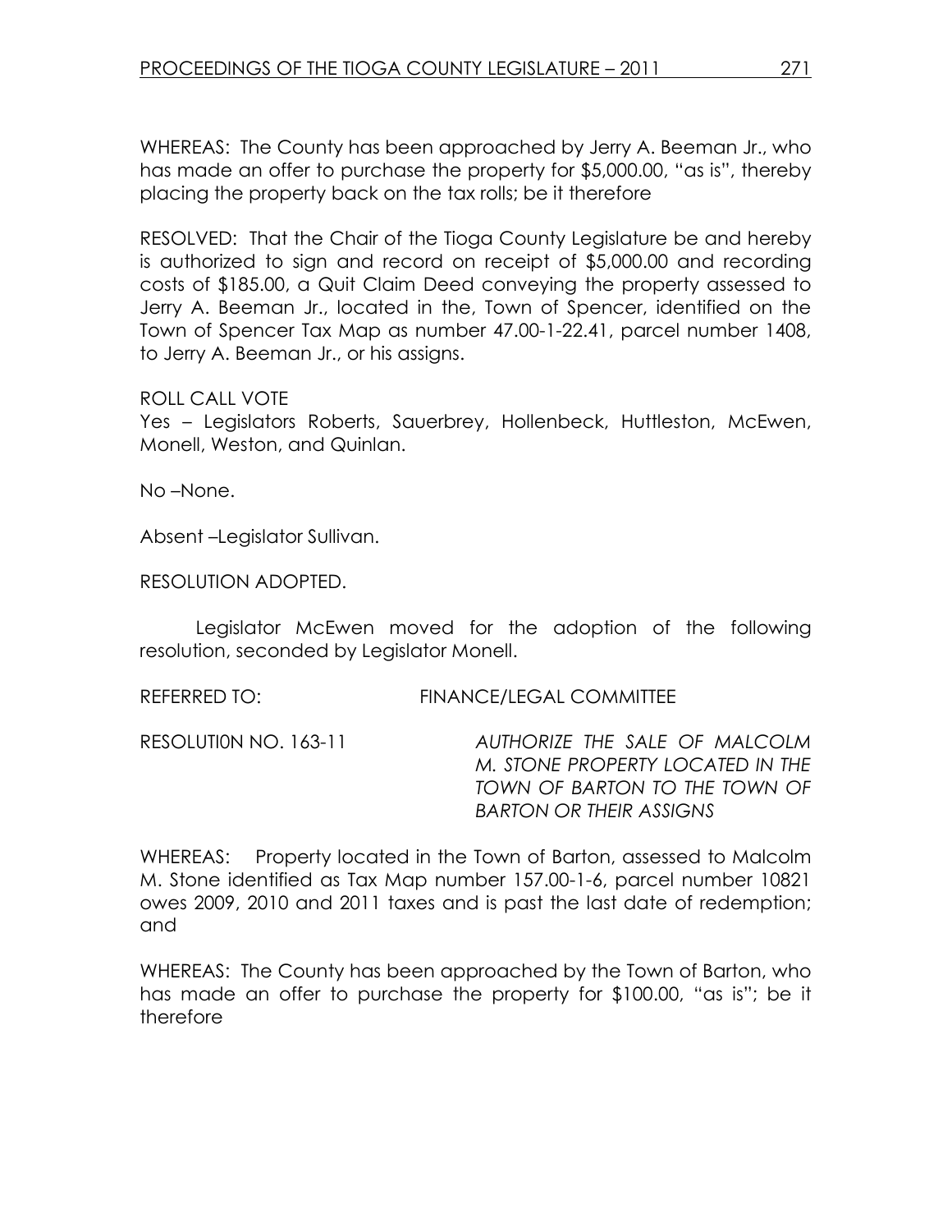WHEREAS: The County has been approached by Jerry A. Beeman Jr., who has made an offer to purchase the property for $5,000.00, "as is", thereby placing the property back on the tax rolls; be it therefore

RESOLVED: That the Chair of the Tioga County Legislature be and hereby is authorized to sign and record on receipt of $5,000.00 and recording costs of $185.00, a Quit Claim Deed conveying the property assessed to Jerry A. Beeman Jr., located in the, Town of Spencer, identified on the Town of Spencer Tax Map as number 47.00-1-22.41, parcel number 1408, to Jerry A. Beeman Jr., or his assigns.

ROLL CALL VOTE
Yes – Legislators Roberts, Sauerbrey, Hollenbeck, Huttleston, McEwen, Monell, Weston, and Quinlan.

No –None.

Absent –Legislator Sullivan.

RESOLUTION ADOPTED.

Legislator McEwen moved for the adoption of the following resolution, seconded by Legislator Monell.

REFERRED TO: FINANCE/LEGAL COMMITTEE

RESOLUTI0N NO. 163-11 *AUTHORIZE THE SALE OF MALCOLM M. STONE PROPERTY LOCATED IN THE TOWN OF BARTON TO THE TOWN OF BARTON OR THEIR ASSIGNS*

WHEREAS: Property located in the Town of Barton, assessed to Malcolm M. Stone identified as Tax Map number 157.00-1-6, parcel number 10821 owes 2009, 2010 and 2011 taxes and is past the last date of redemption; and

WHEREAS: The County has been approached by the Town of Barton, who has made an offer to purchase the property for $100.00, "as is"; be it therefore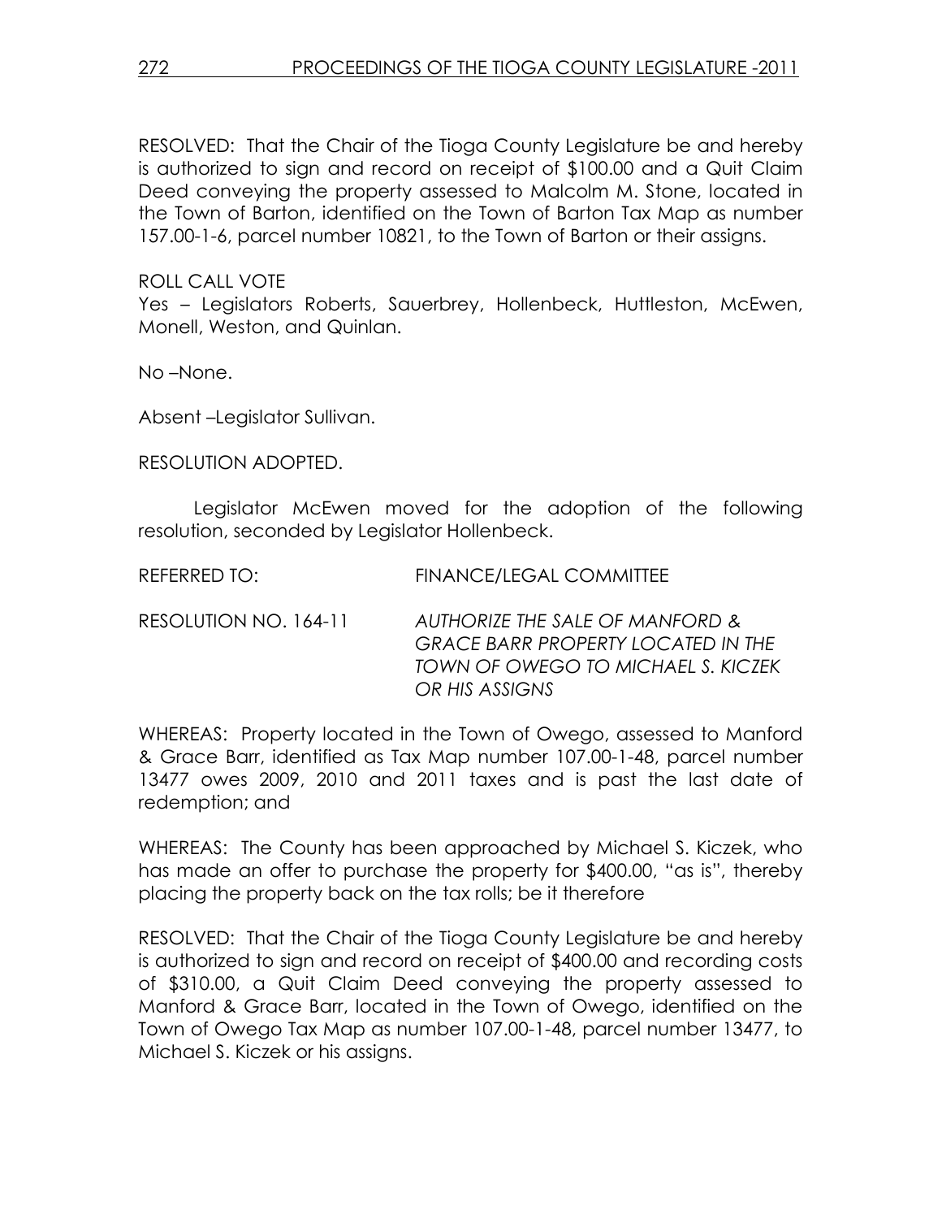RESOLVED: That the Chair of the Tioga County Legislature be and hereby is authorized to sign and record on receipt of $100.00 and a Quit Claim Deed conveying the property assessed to Malcolm M. Stone, located in the Town of Barton, identified on the Town of Barton Tax Map as number 157.00-1-6, parcel number 10821, to the Town of Barton or their assigns.

ROLL CALL VOTE
Yes – Legislators Roberts, Sauerbrey, Hollenbeck, Huttleston, McEwen, Monell, Weston, and Quinlan.

No –None.

Absent –Legislator Sullivan.

RESOLUTION ADOPTED.

Legislator McEwen moved for the adoption of the following resolution, seconded by Legislator Hollenbeck.

REFERRED TO: FINANCE/LEGAL COMMITTEE

RESOLUTION NO. 164-11 *AUTHORIZE THE SALE OF MANFORD & GRACE BARR PROPERTY LOCATED IN THE TOWN OF OWEGO TO MICHAEL S. KICZEK OR HIS ASSIGNS*

WHEREAS: Property located in the Town of Owego, assessed to Manford & Grace Barr, identified as Tax Map number 107.00-1-48, parcel number 13477 owes 2009, 2010 and 2011 taxes and is past the last date of redemption; and

WHEREAS: The County has been approached by Michael S. Kiczek, who has made an offer to purchase the property for $400.00, "as is", thereby placing the property back on the tax rolls; be it therefore

RESOLVED: That the Chair of the Tioga County Legislature be and hereby is authorized to sign and record on receipt of $400.00 and recording costs of $310.00, a Quit Claim Deed conveying the property assessed to Manford & Grace Barr, located in the Town of Owego, identified on the Town of Owego Tax Map as number 107.00-1-48, parcel number 13477, to Michael S. Kiczek or his assigns.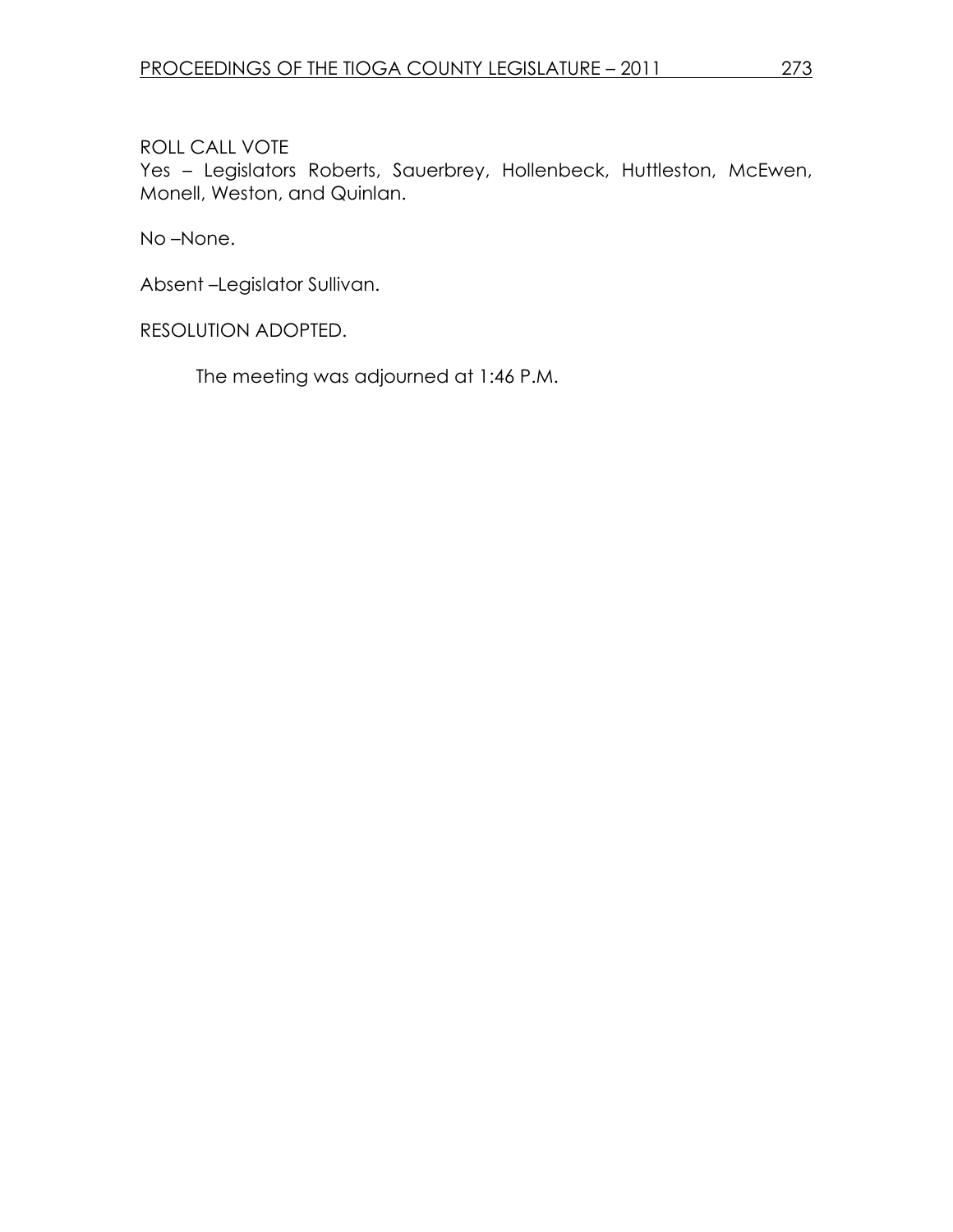ROLL CALL VOTE

Yes – Legislators Roberts, Sauerbrey, Hollenbeck, Huttleston, McEwen, Monell, Weston, and Quinlan.

No –None.

Absent –Legislator Sullivan.

RESOLUTION ADOPTED.

The meeting was adjourned at 1:46 P.M.